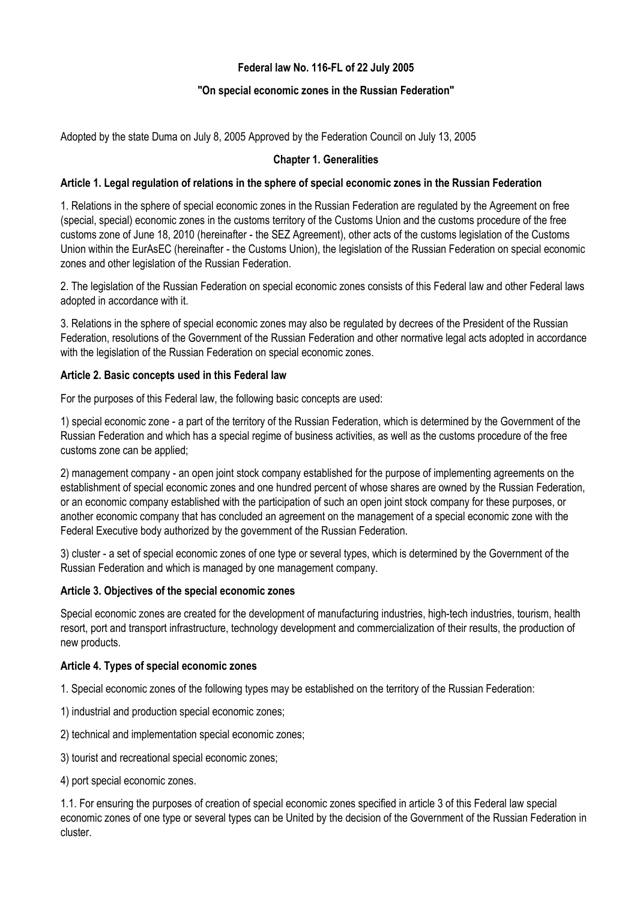# Federal law No. 116-FL of 22 July 2005

## "On special economic zones in the Russian Federation"

Adopted by the state Duma on July 8, 2005 Approved by the Federation Council on July 13, 2005

### Chapter 1. Generalities

#### Article 1. Legal regulation of relations in the sphere of special economic zones in the Russian Federation

1. Relations in the sphere of special economic zones in the Russian Federation are regulated by the Agreement on free (special, special) economic zones in the customs territory of the Customs Union and the customs procedure of the free customs zone of June 18, 2010 (hereinafter - the SEZ Agreement), other acts of the customs legislation of the Customs Union within the EurAsEC (hereinafter - the Customs Union), the legislation of the Russian Federation on special economic zones and other legislation of the Russian Federation.

2. The legislation of the Russian Federation on special economic zones consists of this Federal law and other Federal laws adopted in accordance with it.

3. Relations in the sphere of special economic zones may also be regulated by decrees of the President of the Russian Federation, resolutions of the Government of the Russian Federation and other normative legal acts adopted in accordance with the legislation of the Russian Federation on special economic zones.

#### Article 2. Basic concepts used in this Federal law

For the purposes of this Federal law, the following basic concepts are used:

1) special economic zone - a part of the territory of the Russian Federation, which is determined by the Government of the Russian Federation and which has a special regime of business activities, as well as the customs procedure of the free customs zone can be applied;

2) management company - an open joint stock company established for the purpose of implementing agreements on the establishment of special economic zones and one hundred percent of whose shares are owned by the Russian Federation, or an economic company established with the participation of such an open joint stock company for these purposes, or another economic company that has concluded an agreement on the management of a special economic zone with the Federal Executive body authorized by the government of the Russian Federation.

3) cluster - a set of special economic zones of one type or several types, which is determined by the Government of the Russian Federation and which is managed by one management company.

#### Article 3. Objectives of the special economic zones

Special economic zones are created for the development of manufacturing industries, high-tech industries, tourism, health resort, port and transport infrastructure, technology development and commercialization of their results, the production of new products.

#### Article 4. Types of special economic zones

1. Special economic zones of the following types may be established on the territory of the Russian Federation:

1) industrial and production special economic zones;

2) technical and implementation special economic zones;

3) tourist and recreational special economic zones;

4) port special economic zones.

1.1. For ensuring the purposes of creation of special economic zones specified in article 3 of this Federal law special economic zones of one type or several types can be United by the decision of the Government of the Russian Federation in cluster.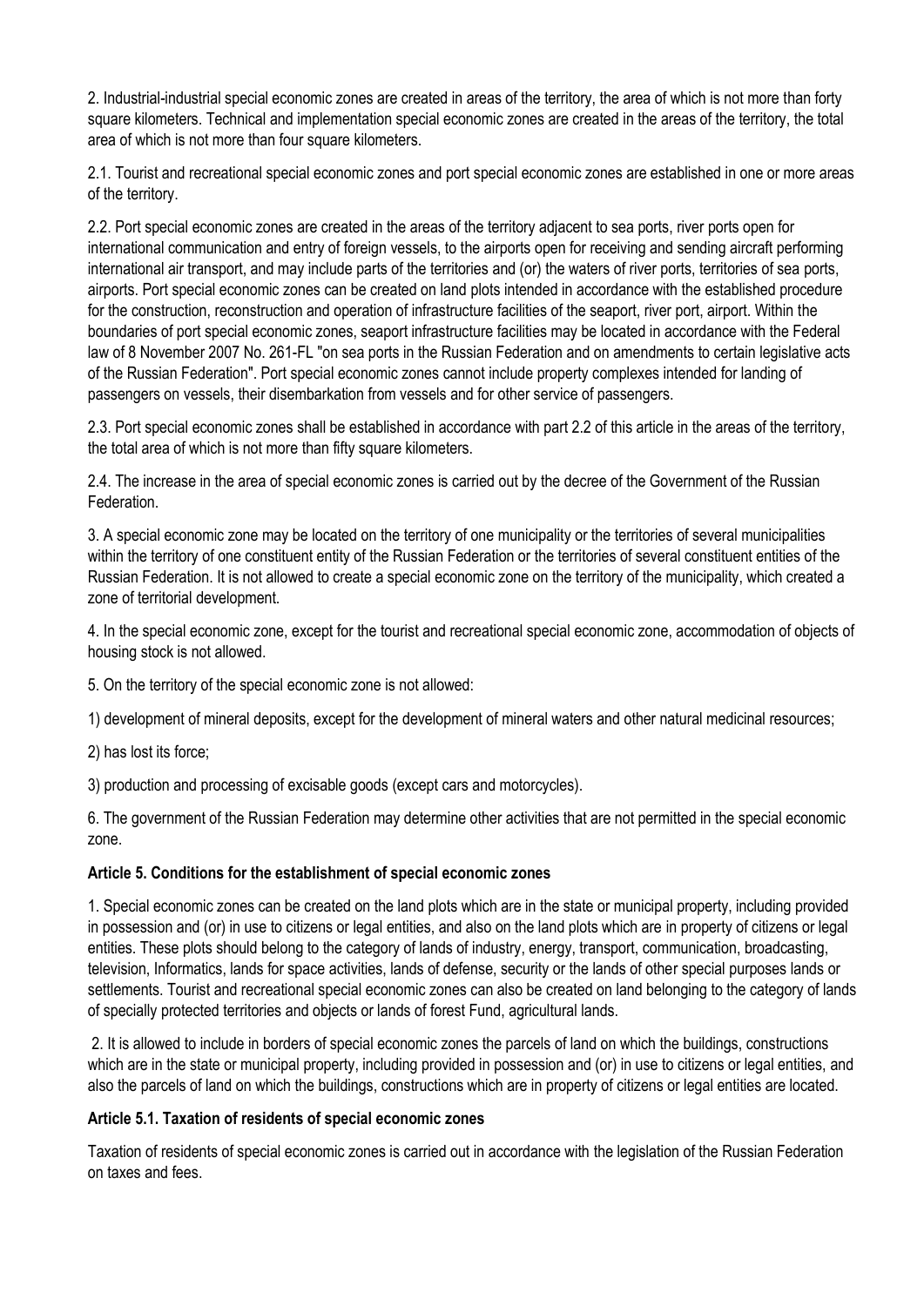2. Industrial-industrial special economic zones are created in areas of the territory, the area of which is not more than forty square kilometers. Technical and implementation special economic zones are created in the areas of the territory, the total area of which is not more than four square kilometers.

2.1. Tourist and recreational special economic zones and port special economic zones are established in one or more areas of the territory.

2.2. Port special economic zones are created in the areas of the territory adjacent to sea ports, river ports open for international communication and entry of foreign vessels, to the airports open for receiving and sending aircraft performing international air transport, and may include parts of the territories and (or) the waters of river ports, territories of sea ports, airports. Port special economic zones can be created on land plots intended in accordance with the established procedure for the construction, reconstruction and operation of infrastructure facilities of the seaport, river port, airport. Within the boundaries of port special economic zones, seaport infrastructure facilities may be located in accordance with the Federal law of 8 November 2007 No. 261-FL "on sea ports in the Russian Federation and on amendments to certain legislative acts of the Russian Federation". Port special economic zones cannot include property complexes intended for landing of passengers on vessels, their disembarkation from vessels and for other service of passengers.

2.3. Port special economic zones shall be established in accordance with part 2.2 of this article in the areas of the territory, the total area of which is not more than fifty square kilometers.

2.4. The increase in the area of special economic zones is carried out by the decree of the Government of the Russian Federation.

3. A special economic zone may be located on the territory of one municipality or the territories of several municipalities within the territory of one constituent entity of the Russian Federation or the territories of several constituent entities of the Russian Federation. It is not allowed to create a special economic zone on the territory of the municipality, which created a zone of territorial development.

4. In the special economic zone, except for the tourist and recreational special economic zone, accommodation of objects of housing stock is not allowed.

5. On the territory of the special economic zone is not allowed:

1) development of mineral deposits, except for the development of mineral waters and other natural medicinal resources;

2) has lost its force;

3) production and processing of excisable goods (except cars and motorcycles).

6. The government of the Russian Federation may determine other activities that are not permitted in the special economic zone.

### Article 5. Conditions for the establishment of special economic zones

1. Special economic zones can be created on the land plots which are in the state or municipal property, including provided in possession and (or) in use to citizens or legal entities, and also on the land plots which are in property of citizens or legal entities. These plots should belong to the category of lands of industry, energy, transport, communication, broadcasting, television, Informatics, lands for space activities, lands of defense, security or the lands of other special purposes lands or settlements. Tourist and recreational special economic zones can also be created on land belonging to the category of lands of specially protected territories and objects or lands of forest Fund, agricultural lands.

2. It is allowed to include in borders of special economic zones the parcels of land on which the buildings, constructions which are in the state or municipal property, including provided in possession and (or) in use to citizens or legal entities, and also the parcels of land on which the buildings, constructions which are in property of citizens or legal entities are located.

### Article 5.1. Taxation of residents of special economic zones

Taxation of residents of special economic zones is carried out in accordance with the legislation of the Russian Federation on taxes and fees.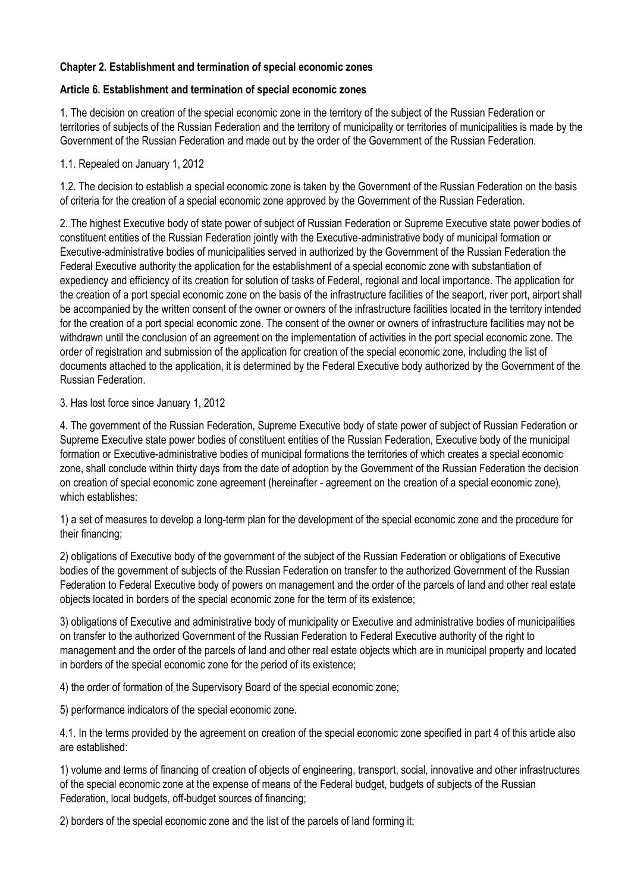**Chapter 2. Establishment and termination of special economic zones**

**Article 6. Establishment and termination of special economic zones**

1. The decision on creation of the special economic zone in the territory of the subject of the Russian Federation or territories of subjects of the Russian Federation and the territory of municipality or territories of municipalities is made by the Government of the Russian Federation and made out by the order of the Government of the Russian Federation.

1.1. Repealed on January 1, 2012

1.2. The decision to establish a special economic zone is taken by the Government of the Russian Federation on the basis of criteria for the creation of a special economic zone approved by the Government of the Russian Federation.

2. The highest Executive body of state power of subject of Russian Federation or Supreme Executive state power bodies of constituent entities of the Russian Federation jointly with the Executive-administrative body of municipal formation or Executive-administrative bodies of municipalities served in authorized by the Government of the Russian Federation the Federal Executive authority the application for the establishment of a special economic zone with substantiation of expediency and efficiency of its creation for solution of tasks of Federal, regional and local importance. The application for the creation of a port special economic zone on the basis of the infrastructure facilities of the seaport, river port, airport shall be accompanied by the written consent of the owner or owners of the infrastructure facilities located in the territory intended for the creation of a port special economic zone. The consent of the owner or owners of infrastructure facilities may not be withdrawn until the conclusion of an agreement on the implementation of activities in the port special economic zone. The order of registration and submission of the application for creation of the special economic zone, including the list of documents attached to the application, it is determined by the Federal Executive body authorized by the Government of the Russian Federation.

3. Has lost force since January 1, 2012

4. The government of the Russian Federation, Supreme Executive body of state power of subject of Russian Federation or Supreme Executive state power bodies of constituent entities of the Russian Federation, Executive body of the municipal formation or Executive-administrative bodies of municipal formations the territories of which creates a special economic zone, shall conclude within thirty days from the date of adoption by the Government of the Russian Federation the decision on creation of special economic zone agreement (hereinafter - agreement on the creation of a special economic zone), which establishes:

1) a set of measures to develop a long-term plan for the development of the special economic zone and the procedure for their financing;

2) obligations of Executive body of the government of the subject of the Russian Federation or obligations of Executive bodies of the government of subjects of the Russian Federation on transfer to the authorized Government of the Russian Federation to Federal Executive body of powers on management and the order of the parcels of land and other real estate objects located in borders of the special economic zone for the term of its existence;

3) obligations of Executive and administrative body of municipality or Executive and administrative bodies of municipalities on transfer to the authorized Government of the Russian Federation to Federal Executive authority of the right to management and the order of the parcels of land and other real estate objects which are in municipal property and located in borders of the special economic zone for the period of its existence;

4) the order of formation of the Supervisory Board of the special economic zone;

5) performance indicators of the special economic zone.

4.1. In the terms provided by the agreement on creation of the special economic zone specified in part 4 of this article also are established:

1) volume and terms of financing of creation of objects of engineering, transport, social, innovative and other infrastructures of the special economic zone at the expense of means of the Federal budget, budgets of subjects of the Russian Federation, local budgets, off-budget sources of financing;

2) borders of the special economic zone and the list of the parcels of land forming it;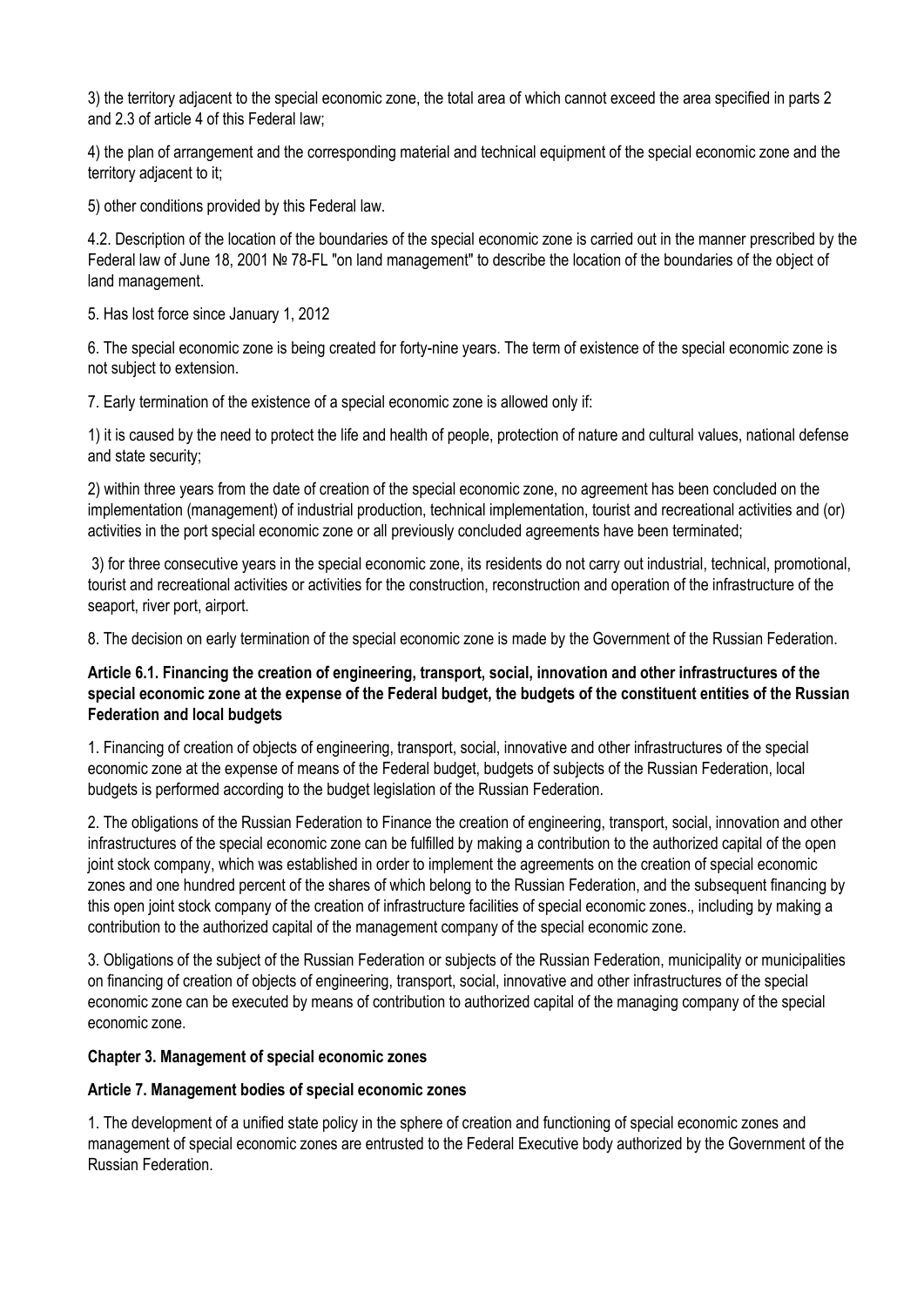3) the territory adjacent to the special economic zone, the total area of which cannot exceed the area specified in parts 2 and 2.3 of article 4 of this Federal law;

4) the plan of arrangement and the corresponding material and technical equipment of the special economic zone and the territory adjacent to it;

5) other conditions provided by this Federal law.

4.2. Description of the location of the boundaries of the special economic zone is carried out in the manner prescribed by the Federal law of June 18, 2001 № 78-FL "on land management" to describe the location of the boundaries of the object of land management.

5. Has lost force since January 1, 2012

6. The special economic zone is being created for forty-nine years. The term of existence of the special economic zone is not subject to extension.

7. Early termination of the existence of a special economic zone is allowed only if:

1) it is caused by the need to protect the life and health of people, protection of nature and cultural values, national defense and state security;

2) within three years from the date of creation of the special economic zone, no agreement has been concluded on the implementation (management) of industrial production, technical implementation, tourist and recreational activities and (or) activities in the port special economic zone or all previously concluded agreements have been terminated;

3) for three consecutive years in the special economic zone, its residents do not carry out industrial, technical, promotional, tourist and recreational activities or activities for the construction, reconstruction and operation of the infrastructure of the seaport, river port, airport.

8. The decision on early termination of the special economic zone is made by the Government of the Russian Federation.

**Article 6.1. Financing the creation of engineering, transport, social, innovation and other infrastructures of the special economic zone at the expense of the Federal budget, the budgets of the constituent entities of the Russian Federation and local budgets**

1. Financing of creation of objects of engineering, transport, social, innovative and other infrastructures of the special economic zone at the expense of means of the Federal budget, budgets of subjects of the Russian Federation, local budgets is performed according to the budget legislation of the Russian Federation.

2. The obligations of the Russian Federation to Finance the creation of engineering, transport, social, innovation and other infrastructures of the special economic zone can be fulfilled by making a contribution to the authorized capital of the open joint stock company, which was established in order to implement the agreements on the creation of special economic zones and one hundred percent of the shares of which belong to the Russian Federation, and the subsequent financing by this open joint stock company of the creation of infrastructure facilities of special economic zones., including by making a contribution to the authorized capital of the management company of the special economic zone.

3. Obligations of the subject of the Russian Federation or subjects of the Russian Federation, municipality or municipalities on financing of creation of objects of engineering, transport, social, innovative and other infrastructures of the special economic zone can be executed by means of contribution to authorized capital of the managing company of the special economic zone.

## Chapter 3. Management of special economic zones

### Article 7. Management bodies of special economic zones

1. The development of a unified state policy in the sphere of creation and functioning of special economic zones and management of special economic zones are entrusted to the Federal Executive body authorized by the Government of the Russian Federation.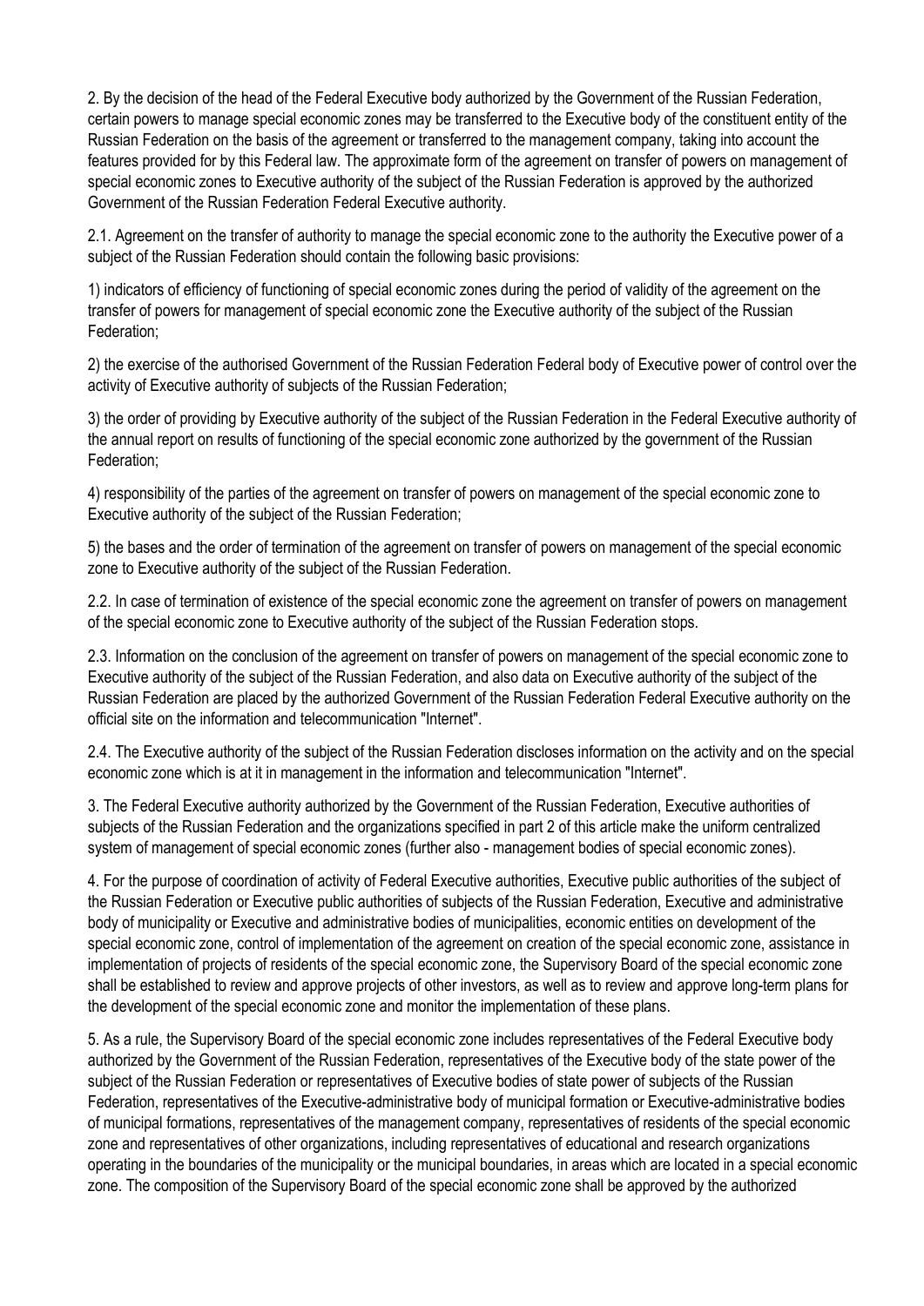2. By the decision of the head of the Federal Executive body authorized by the Government of the Russian Federation, certain powers to manage special economic zones may be transferred to the Executive body of the constituent entity of the Russian Federation on the basis of the agreement or transferred to the management company, taking into account the features provided for by this Federal law. The approximate form of the agreement on transfer of powers on management of special economic zones to Executive authority of the subject of the Russian Federation is approved by the authorized Government of the Russian Federation Federal Executive authority.

2.1. Agreement on the transfer of authority to manage the special economic zone to the authority the Executive power of a subject of the Russian Federation should contain the following basic provisions:

1) indicators of efficiency of functioning of special economic zones during the period of validity of the agreement on the transfer of powers for management of special economic zone the Executive authority of the subject of the Russian Federation;

2) the exercise of the authorised Government of the Russian Federation Federal body of Executive power of control over the activity of Executive authority of subjects of the Russian Federation;

3) the order of providing by Executive authority of the subject of the Russian Federation in the Federal Executive authority of the annual report on results of functioning of the special economic zone authorized by the government of the Russian Federation;

4) responsibility of the parties of the agreement on transfer of powers on management of the special economic zone to Executive authority of the subject of the Russian Federation;

5) the bases and the order of termination of the agreement on transfer of powers on management of the special economic zone to Executive authority of the subject of the Russian Federation.

2.2. In case of termination of existence of the special economic zone the agreement on transfer of powers on management of the special economic zone to Executive authority of the subject of the Russian Federation stops.

2.3. Information on the conclusion of the agreement on transfer of powers on management of the special economic zone to Executive authority of the subject of the Russian Federation, and also data on Executive authority of the subject of the Russian Federation are placed by the authorized Government of the Russian Federation Federal Executive authority on the official site on the information and telecommunication "Internet".

2.4. The Executive authority of the subject of the Russian Federation discloses information on the activity and on the special economic zone which is at it in management in the information and telecommunication "Internet".

3. The Federal Executive authority authorized by the Government of the Russian Federation, Executive authorities of subjects of the Russian Federation and the organizations specified in part 2 of this article make the uniform centralized system of management of special economic zones (further also - management bodies of special economic zones).

4. For the purpose of coordination of activity of Federal Executive authorities, Executive public authorities of the subject of the Russian Federation or Executive public authorities of subjects of the Russian Federation, Executive and administrative body of municipality or Executive and administrative bodies of municipalities, economic entities on development of the special economic zone, control of implementation of the agreement on creation of the special economic zone, assistance in implementation of projects of residents of the special economic zone, the Supervisory Board of the special economic zone shall be established to review and approve projects of other investors, as well as to review and approve long-term plans for the development of the special economic zone and monitor the implementation of these plans.

5. As a rule, the Supervisory Board of the special economic zone includes representatives of the Federal Executive body authorized by the Government of the Russian Federation, representatives of the Executive body of the state power of the subject of the Russian Federation or representatives of Executive bodies of state power of subjects of the Russian Federation, representatives of the Executive-administrative body of municipal formation or Executive-administrative bodies of municipal formations, representatives of the management company, representatives of residents of the special economic zone and representatives of other organizations, including representatives of educational and research organizations operating in the boundaries of the municipality or the municipal boundaries, in areas which are located in a special economic zone. The composition of the Supervisory Board of the special economic zone shall be approved by the authorized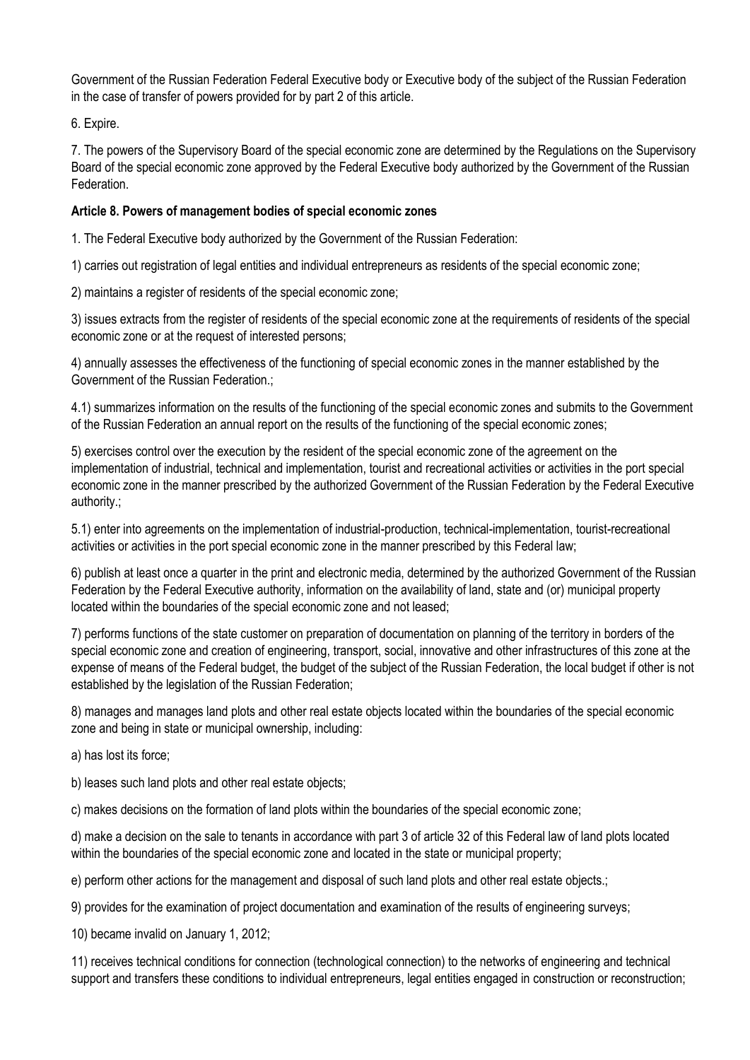Government of the Russian Federation Federal Executive body or Executive body of the subject of the Russian Federation in the case of transfer of powers provided for by part 2 of this article.

6. Expire.

7. The powers of the Supervisory Board of the special economic zone are determined by the Regulations on the Supervisory Board of the special economic zone approved by the Federal Executive body authorized by the Government of the Russian Federation.

**Article 8. Powers of management bodies of special economic zones**

1. The Federal Executive body authorized by the Government of the Russian Federation:

1) carries out registration of legal entities and individual entrepreneurs as residents of the special economic zone;

2) maintains a register of residents of the special economic zone;

3) issues extracts from the register of residents of the special economic zone at the requirements of residents of the special economic zone or at the request of interested persons;

4) annually assesses the effectiveness of the functioning of special economic zones in the manner established by the Government of the Russian Federation.;

4.1) summarizes information on the results of the functioning of the special economic zones and submits to the Government of the Russian Federation an annual report on the results of the functioning of the special economic zones;

5) exercises control over the execution by the resident of the special economic zone of the agreement on the implementation of industrial, technical and implementation, tourist and recreational activities or activities in the port special economic zone in the manner prescribed by the authorized Government of the Russian Federation by the Federal Executive authority.;

5.1) enter into agreements on the implementation of industrial-production, technical-implementation, tourist-recreational activities or activities in the port special economic zone in the manner prescribed by this Federal law;

6) publish at least once a quarter in the print and electronic media, determined by the authorized Government of the Russian Federation by the Federal Executive authority, information on the availability of land, state and (or) municipal property located within the boundaries of the special economic zone and not leased;

7) performs functions of the state customer on preparation of documentation on planning of the territory in borders of the special economic zone and creation of engineering, transport, social, innovative and other infrastructures of this zone at the expense of means of the Federal budget, the budget of the subject of the Russian Federation, the local budget if other is not established by the legislation of the Russian Federation;

8) manages and manages land plots and other real estate objects located within the boundaries of the special economic zone and being in state or municipal ownership, including:

a) has lost its force;

b) leases such land plots and other real estate objects;

c) makes decisions on the formation of land plots within the boundaries of the special economic zone;

d) make a decision on the sale to tenants in accordance with part 3 of article 32 of this Federal law of land plots located within the boundaries of the special economic zone and located in the state or municipal property;

e) perform other actions for the management and disposal of such land plots and other real estate objects.;

9) provides for the examination of project documentation and examination of the results of engineering surveys;

10) became invalid on January 1, 2012;

11) receives technical conditions for connection (technological connection) to the networks of engineering and technical support and transfers these conditions to individual entrepreneurs, legal entities engaged in construction or reconstruction;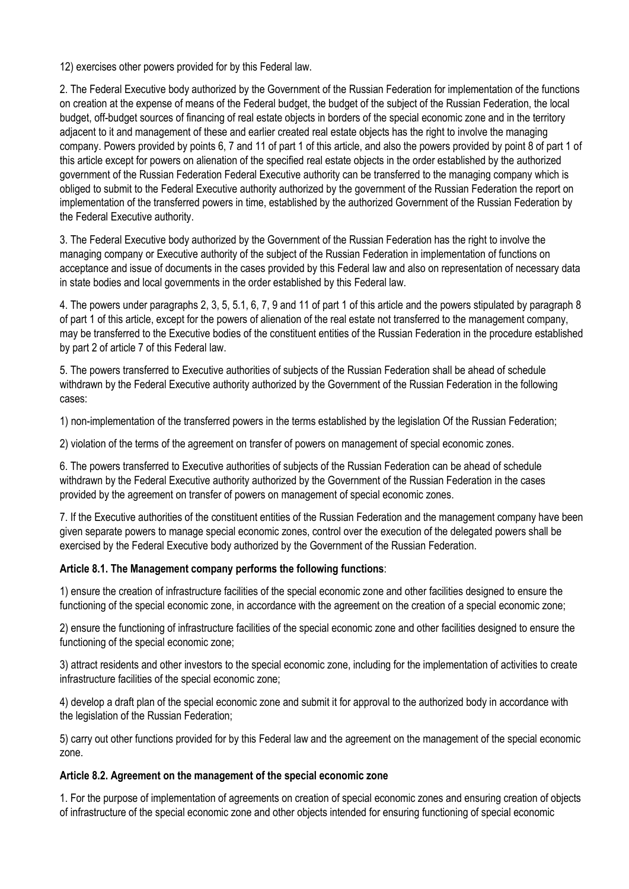12) exercises other powers provided for by this Federal law.

2. The Federal Executive body authorized by the Government of the Russian Federation for implementation of the functions on creation at the expense of means of the Federal budget, the budget of the subject of the Russian Federation, the local budget, off-budget sources of financing of real estate objects in borders of the special economic zone and in the territory adjacent to it and management of these and earlier created real estate objects has the right to involve the managing company. Powers provided by points 6, 7 and 11 of part 1 of this article, and also the powers provided by point 8 of part 1 of this article except for powers on alienation of the specified real estate objects in the order established by the authorized government of the Russian Federation Federal Executive authority can be transferred to the managing company which is obliged to submit to the Federal Executive authority authorized by the government of the Russian Federation the report on implementation of the transferred powers in time, established by the authorized Government of the Russian Federation by the Federal Executive authority.

3. The Federal Executive body authorized by the Government of the Russian Federation has the right to involve the managing company or Executive authority of the subject of the Russian Federation in implementation of functions on acceptance and issue of documents in the cases provided by this Federal law and also on representation of necessary data in state bodies and local governments in the order established by this Federal law.

4. The powers under paragraphs 2, 3, 5, 5.1, 6, 7, 9 and 11 of part 1 of this article and the powers stipulated by paragraph 8 of part 1 of this article, except for the powers of alienation of the real estate not transferred to the management company, may be transferred to the Executive bodies of the constituent entities of the Russian Federation in the procedure established by part 2 of article 7 of this Federal law.

5. The powers transferred to Executive authorities of subjects of the Russian Federation shall be ahead of schedule withdrawn by the Federal Executive authority authorized by the Government of the Russian Federation in the following cases:

1) non-implementation of the transferred powers in the terms established by the legislation Of the Russian Federation;

2) violation of the terms of the agreement on transfer of powers on management of special economic zones.

6. The powers transferred to Executive authorities of subjects of the Russian Federation can be ahead of schedule withdrawn by the Federal Executive authority authorized by the Government of the Russian Federation in the cases provided by the agreement on transfer of powers on management of special economic zones.

7. If the Executive authorities of the constituent entities of the Russian Federation and the management company have been given separate powers to manage special economic zones, control over the execution of the delegated powers shall be exercised by the Federal Executive body authorized by the Government of the Russian Federation.

**Article 8.1. The Management company performs the following functions**:

1) ensure the creation of infrastructure facilities of the special economic zone and other facilities designed to ensure the functioning of the special economic zone, in accordance with the agreement on the creation of a special economic zone;

2) ensure the functioning of infrastructure facilities of the special economic zone and other facilities designed to ensure the functioning of the special economic zone;

3) attract residents and other investors to the special economic zone, including for the implementation of activities to create infrastructure facilities of the special economic zone;

4) develop a draft plan of the special economic zone and submit it for approval to the authorized body in accordance with the legislation of the Russian Federation;

5) carry out other functions provided for by this Federal law and the agreement on the management of the special economic zone.

**Article 8.2. Agreement on the management of the special economic zone**

1. For the purpose of implementation of agreements on creation of special economic zones and ensuring creation of objects of infrastructure of the special economic zone and other objects intended for ensuring functioning of special economic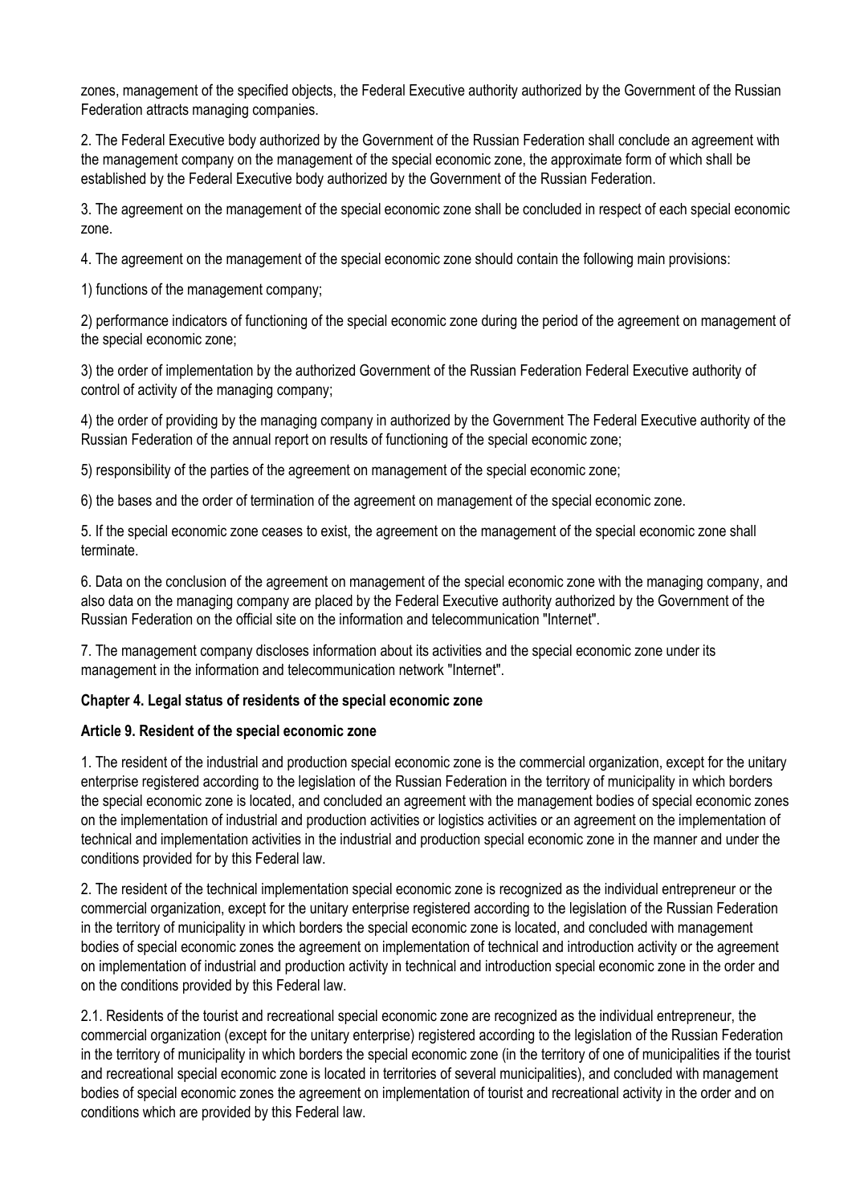zones, management of the specified objects, the Federal Executive authority authorized by the Government of the Russian Federation attracts managing companies.

2. The Federal Executive body authorized by the Government of the Russian Federation shall conclude an agreement with the management company on the management of the special economic zone, the approximate form of which shall be established by the Federal Executive body authorized by the Government of the Russian Federation.

3. The agreement on the management of the special economic zone shall be concluded in respect of each special economic zone.

4. The agreement on the management of the special economic zone should contain the following main provisions:

1) functions of the management company;

2) performance indicators of functioning of the special economic zone during the period of the agreement on management of the special economic zone;

3) the order of implementation by the authorized Government of the Russian Federation Federal Executive authority of control of activity of the managing company;

4) the order of providing by the managing company in authorized by the Government The Federal Executive authority of the Russian Federation of the annual report on results of functioning of the special economic zone;

5) responsibility of the parties of the agreement on management of the special economic zone;

6) the bases and the order of termination of the agreement on management of the special economic zone.

5. If the special economic zone ceases to exist, the agreement on the management of the special economic zone shall terminate.

6. Data on the conclusion of the agreement on management of the special economic zone with the managing company, and also data on the managing company are placed by the Federal Executive authority authorized by the Government of the Russian Federation on the official site on the information and telecommunication "Internet".

7. The management company discloses information about its activities and the special economic zone under its management in the information and telecommunication network "Internet".

**Chapter 4. Legal status of residents of the special economic zone**

**Article 9. Resident of the special economic zone**

1. The resident of the industrial and production special economic zone is the commercial organization, except for the unitary enterprise registered according to the legislation of the Russian Federation in the territory of municipality in which borders the special economic zone is located, and concluded an agreement with the management bodies of special economic zones on the implementation of industrial and production activities or logistics activities or an agreement on the implementation of technical and implementation activities in the industrial and production special economic zone in the manner and under the conditions provided for by this Federal law.

2. The resident of the technical implementation special economic zone is recognized as the individual entrepreneur or the commercial organization, except for the unitary enterprise registered according to the legislation of the Russian Federation in the territory of municipality in which borders the special economic zone is located, and concluded with management bodies of special economic zones the agreement on implementation of technical and introduction activity or the agreement on implementation of industrial and production activity in technical and introduction special economic zone in the order and on the conditions provided by this Federal law.

2.1. Residents of the tourist and recreational special economic zone are recognized as the individual entrepreneur, the commercial organization (except for the unitary enterprise) registered according to the legislation of the Russian Federation in the territory of municipality in which borders the special economic zone (in the territory of one of municipalities if the tourist and recreational special economic zone is located in territories of several municipalities), and concluded with management bodies of special economic zones the agreement on implementation of tourist and recreational activity in the order and on conditions which are provided by this Federal law.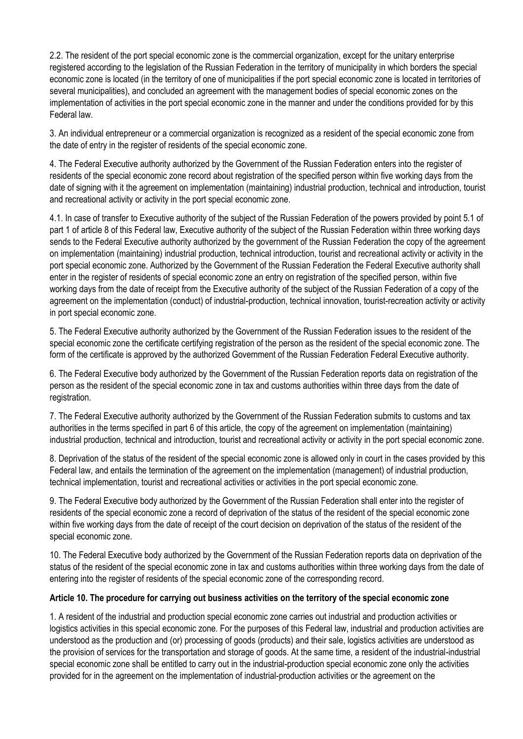2.2. The resident of the port special economic zone is the commercial organization, except for the unitary enterprise registered according to the legislation of the Russian Federation in the territory of municipality in which borders the special economic zone is located (in the territory of one of municipalities if the port special economic zone is located in territories of several municipalities), and concluded an agreement with the management bodies of special economic zones on the implementation of activities in the port special economic zone in the manner and under the conditions provided for by this Federal law.

3. An individual entrepreneur or a commercial organization is recognized as a resident of the special economic zone from the date of entry in the register of residents of the special economic zone.

4. The Federal Executive authority authorized by the Government of the Russian Federation enters into the register of residents of the special economic zone record about registration of the specified person within five working days from the date of signing with it the agreement on implementation (maintaining) industrial production, technical and introduction, tourist and recreational activity or activity in the port special economic zone.

4.1. In case of transfer to Executive authority of the subject of the Russian Federation of the powers provided by point 5.1 of part 1 of article 8 of this Federal law, Executive authority of the subject of the Russian Federation within three working days sends to the Federal Executive authority authorized by the government of the Russian Federation the copy of the agreement on implementation (maintaining) industrial production, technical introduction, tourist and recreational activity or activity in the port special economic zone. Authorized by the Government of the Russian Federation the Federal Executive authority shall enter in the register of residents of special economic zone an entry on registration of the specified person, within five working days from the date of receipt from the Executive authority of the subject of the Russian Federation of a copy of the agreement on the implementation (conduct) of industrial-production, technical innovation, tourist-recreation activity or activity in port special economic zone.

5. The Federal Executive authority authorized by the Government of the Russian Federation issues to the resident of the special economic zone the certificate certifying registration of the person as the resident of the special economic zone. The form of the certificate is approved by the authorized Government of the Russian Federation Federal Executive authority.

6. The Federal Executive body authorized by the Government of the Russian Federation reports data on registration of the person as the resident of the special economic zone in tax and customs authorities within three days from the date of registration.

7. The Federal Executive authority authorized by the Government of the Russian Federation submits to customs and tax authorities in the terms specified in part 6 of this article, the copy of the agreement on implementation (maintaining) industrial production, technical and introduction, tourist and recreational activity or activity in the port special economic zone.

8. Deprivation of the status of the resident of the special economic zone is allowed only in court in the cases provided by this Federal law, and entails the termination of the agreement on the implementation (management) of industrial production, technical implementation, tourist and recreational activities or activities in the port special economic zone.

9. The Federal Executive body authorized by the Government of the Russian Federation shall enter into the register of residents of the special economic zone a record of deprivation of the status of the resident of the special economic zone within five working days from the date of receipt of the court decision on deprivation of the status of the resident of the special economic zone.

10. The Federal Executive body authorized by the Government of the Russian Federation reports data on deprivation of the status of the resident of the special economic zone in tax and customs authorities within three working days from the date of entering into the register of residents of the special economic zone of the corresponding record.

### Article 10. The procedure for carrying out business activities on the territory of the special economic zone

1. A resident of the industrial and production special economic zone carries out industrial and production activities or logistics activities in this special economic zone. For the purposes of this Federal law, industrial and production activities are understood as the production and (or) processing of goods (products) and their sale, logistics activities are understood as the provision of services for the transportation and storage of goods. At the same time, a resident of the industrial-industrial special economic zone shall be entitled to carry out in the industrial-production special economic zone only the activities provided for in the agreement on the implementation of industrial-production activities or the agreement on the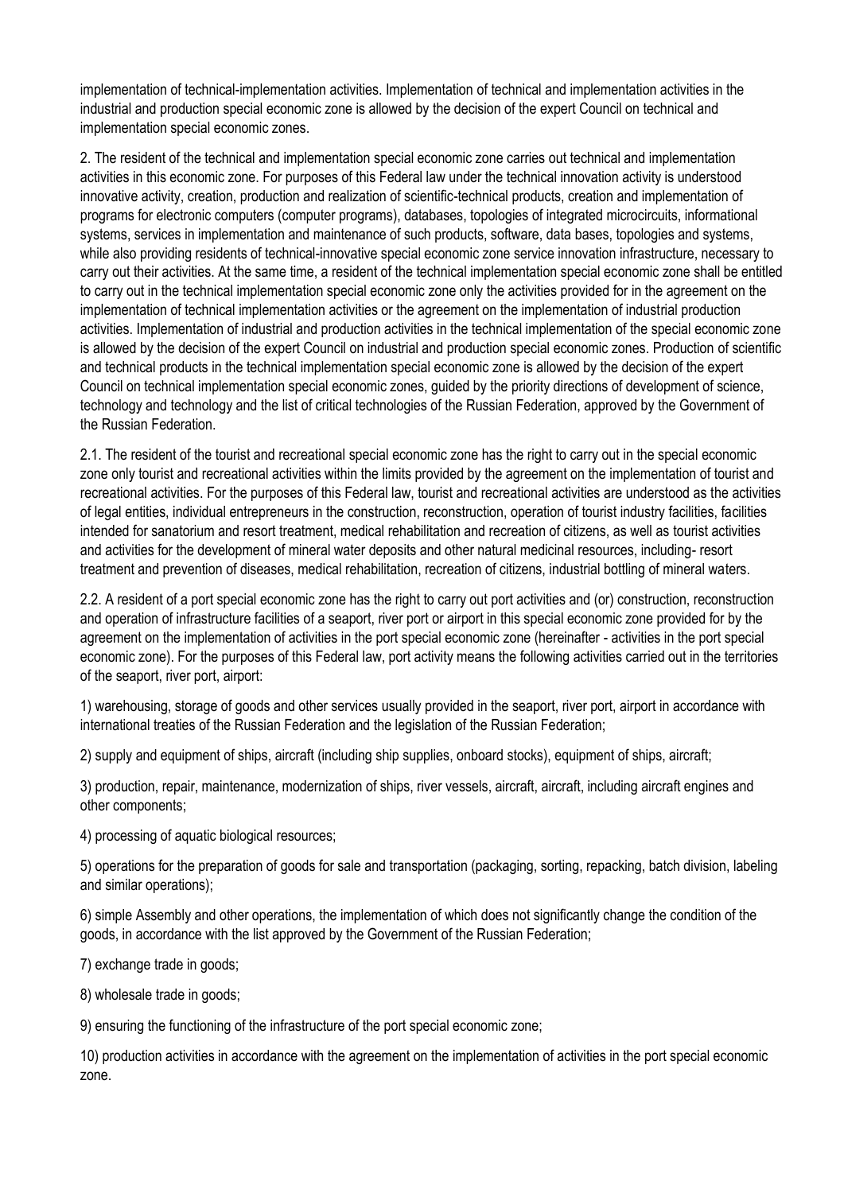implementation of technical-implementation activities. Implementation of technical and implementation activities in the industrial and production special economic zone is allowed by the decision of the expert Council on technical and implementation special economic zones.

2. The resident of the technical and implementation special economic zone carries out technical and implementation activities in this economic zone. For purposes of this Federal law under the technical innovation activity is understood innovative activity, creation, production and realization of scientific-technical products, creation and implementation of programs for electronic computers (computer programs), databases, topologies of integrated microcircuits, informational systems, services in implementation and maintenance of such products, software, data bases, topologies and systems, while also providing residents of technical-innovative special economic zone service innovation infrastructure, necessary to carry out their activities. At the same time, a resident of the technical implementation special economic zone shall be entitled to carry out in the technical implementation special economic zone only the activities provided for in the agreement on the implementation of technical implementation activities or the agreement on the implementation of industrial production activities. Implementation of industrial and production activities in the technical implementation of the special economic zone is allowed by the decision of the expert Council on industrial and production special economic zones. Production of scientific and technical products in the technical implementation special economic zone is allowed by the decision of the expert Council on technical implementation special economic zones, guided by the priority directions of development of science, technology and technology and the list of critical technologies of the Russian Federation, approved by the Government of the Russian Federation.

2.1. The resident of the tourist and recreational special economic zone has the right to carry out in the special economic zone only tourist and recreational activities within the limits provided by the agreement on the implementation of tourist and recreational activities. For the purposes of this Federal law, tourist and recreational activities are understood as the activities of legal entities, individual entrepreneurs in the construction, reconstruction, operation of tourist industry facilities, facilities intended for sanatorium and resort treatment, medical rehabilitation and recreation of citizens, as well as tourist activities and activities for the development of mineral water deposits and other natural medicinal resources, including- resort treatment and prevention of diseases, medical rehabilitation, recreation of citizens, industrial bottling of mineral waters.

2.2. A resident of a port special economic zone has the right to carry out port activities and (or) construction, reconstruction and operation of infrastructure facilities of a seaport, river port or airport in this special economic zone provided for by the agreement on the implementation of activities in the port special economic zone (hereinafter - activities in the port special economic zone). For the purposes of this Federal law, port activity means the following activities carried out in the territories of the seaport, river port, airport:

1) warehousing, storage of goods and other services usually provided in the seaport, river port, airport in accordance with international treaties of the Russian Federation and the legislation of the Russian Federation;

2) supply and equipment of ships, aircraft (including ship supplies, onboard stocks), equipment of ships, aircraft;

3) production, repair, maintenance, modernization of ships, river vessels, aircraft, aircraft, including aircraft engines and other components;

4) processing of aquatic biological resources;

5) operations for the preparation of goods for sale and transportation (packaging, sorting, repacking, batch division, labeling and similar operations);

6) simple Assembly and other operations, the implementation of which does not significantly change the condition of the goods, in accordance with the list approved by the Government of the Russian Federation;

7) exchange trade in goods;

8) wholesale trade in goods;

9) ensuring the functioning of the infrastructure of the port special economic zone;

10) production activities in accordance with the agreement on the implementation of activities in the port special economic zone.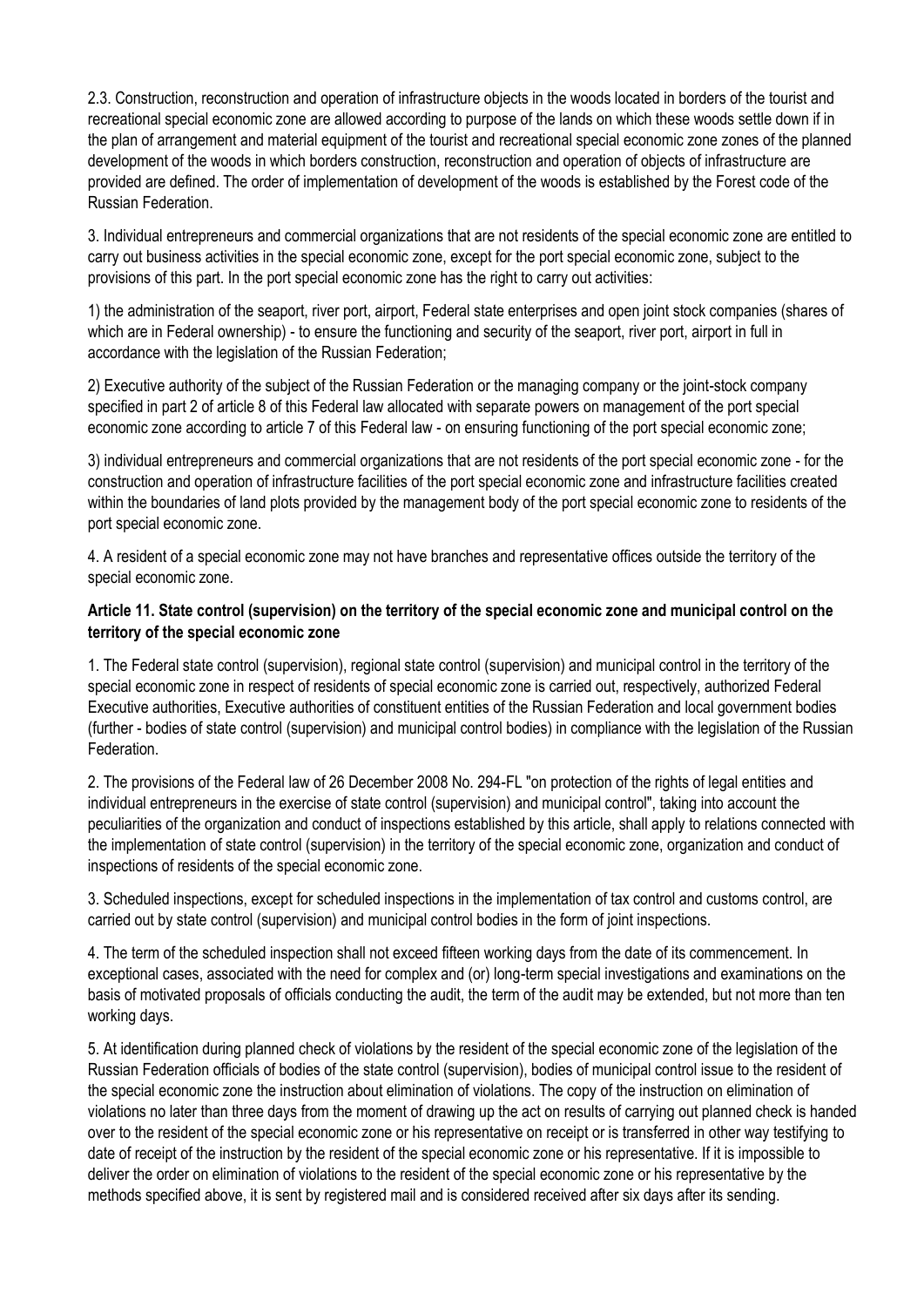2.3. Construction, reconstruction and operation of infrastructure objects in the woods located in borders of the tourist and recreational special economic zone are allowed according to purpose of the lands on which these woods settle down if in the plan of arrangement and material equipment of the tourist and recreational special economic zone zones of the planned development of the woods in which borders construction, reconstruction and operation of objects of infrastructure are provided are defined. The order of implementation of development of the woods is established by the Forest code of the Russian Federation.

3. Individual entrepreneurs and commercial organizations that are not residents of the special economic zone are entitled to carry out business activities in the special economic zone, except for the port special economic zone, subject to the provisions of this part. In the port special economic zone has the right to carry out activities:

1) the administration of the seaport, river port, airport, Federal state enterprises and open joint stock companies (shares of which are in Federal ownership) - to ensure the functioning and security of the seaport, river port, airport in full in accordance with the legislation of the Russian Federation;

2) Executive authority of the subject of the Russian Federation or the managing company or the joint-stock company specified in part 2 of article 8 of this Federal law allocated with separate powers on management of the port special economic zone according to article 7 of this Federal law - on ensuring functioning of the port special economic zone;

3) individual entrepreneurs and commercial organizations that are not residents of the port special economic zone - for the construction and operation of infrastructure facilities of the port special economic zone and infrastructure facilities created within the boundaries of land plots provided by the management body of the port special economic zone to residents of the port special economic zone.

4. A resident of a special economic zone may not have branches and representative offices outside the territory of the special economic zone.

### Article 11. State control (supervision) on the territory of the special economic zone and municipal control on the territory of the special economic zone

1. The Federal state control (supervision), regional state control (supervision) and municipal control in the territory of the special economic zone in respect of residents of special economic zone is carried out, respectively, authorized Federal Executive authorities, Executive authorities of constituent entities of the Russian Federation and local government bodies (further - bodies of state control (supervision) and municipal control bodies) in compliance with the legislation of the Russian Federation.

2. The provisions of the Federal law of 26 December 2008 No. 294-FL "on protection of the rights of legal entities and individual entrepreneurs in the exercise of state control (supervision) and municipal control", taking into account the peculiarities of the organization and conduct of inspections established by this article, shall apply to relations connected with the implementation of state control (supervision) in the territory of the special economic zone, organization and conduct of inspections of residents of the special economic zone.

3. Scheduled inspections, except for scheduled inspections in the implementation of tax control and customs control, are carried out by state control (supervision) and municipal control bodies in the form of joint inspections.

4. The term of the scheduled inspection shall not exceed fifteen working days from the date of its commencement. In exceptional cases, associated with the need for complex and (or) long-term special investigations and examinations on the basis of motivated proposals of officials conducting the audit, the term of the audit may be extended, but not more than ten working days.

5. At identification during planned check of violations by the resident of the special economic zone of the legislation of the Russian Federation officials of bodies of the state control (supervision), bodies of municipal control issue to the resident of the special economic zone the instruction about elimination of violations. The copy of the instruction on elimination of violations no later than three days from the moment of drawing up the act on results of carrying out planned check is handed over to the resident of the special economic zone or his representative on receipt or is transferred in other way testifying to date of receipt of the instruction by the resident of the special economic zone or his representative. If it is impossible to deliver the order on elimination of violations to the resident of the special economic zone or his representative by the methods specified above, it is sent by registered mail and is considered received after six days after its sending.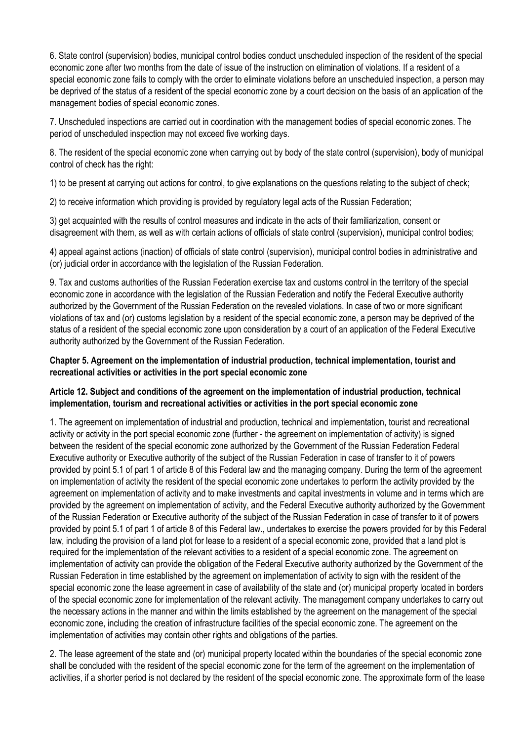6. State control (supervision) bodies, municipal control bodies conduct unscheduled inspection of the resident of the special economic zone after two months from the date of issue of the instruction on elimination of violations. If a resident of a special economic zone fails to comply with the order to eliminate violations before an unscheduled inspection, a person may be deprived of the status of a resident of the special economic zone by a court decision on the basis of an application of the management bodies of special economic zones.

7. Unscheduled inspections are carried out in coordination with the management bodies of special economic zones. The period of unscheduled inspection may not exceed five working days.

8. The resident of the special economic zone when carrying out by body of the state control (supervision), body of municipal control of check has the right:

1) to be present at carrying out actions for control, to give explanations on the questions relating to the subject of check;

2) to receive information which providing is provided by regulatory legal acts of the Russian Federation;

3) get acquainted with the results of control measures and indicate in the acts of their familiarization, consent or disagreement with them, as well as with certain actions of officials of state control (supervision), municipal control bodies;

4) appeal against actions (inaction) of officials of state control (supervision), municipal control bodies in administrative and (or) judicial order in accordance with the legislation of the Russian Federation.

9. Tax and customs authorities of the Russian Federation exercise tax and customs control in the territory of the special economic zone in accordance with the legislation of the Russian Federation and notify the Federal Executive authority authorized by the Government of the Russian Federation on the revealed violations. In case of two or more significant violations of tax and (or) customs legislation by a resident of the special economic zone, a person may be deprived of the status of a resident of the special economic zone upon consideration by a court of an application of the Federal Executive authority authorized by the Government of the Russian Federation.

## Chapter 5. Agreement on the implementation of industrial production, technical implementation, tourist and recreational activities or activities in the port special economic zone

### Article 12. Subject and conditions of the agreement on the implementation of industrial production, technical implementation, tourism and recreational activities or activities in the port special economic zone

1. The agreement on implementation of industrial and production, technical and implementation, tourist and recreational activity or activity in the port special economic zone (further - the agreement on implementation of activity) is signed between the resident of the special economic zone authorized by the Government of the Russian Federation Federal Executive authority or Executive authority of the subject of the Russian Federation in case of transfer to it of powers provided by point 5.1 of part 1 of article 8 of this Federal law and the managing company. During the term of the agreement on implementation of activity the resident of the special economic zone undertakes to perform the activity provided by the agreement on implementation of activity and to make investments and capital investments in volume and in terms which are provided by the agreement on implementation of activity, and the Federal Executive authority authorized by the Government of the Russian Federation or Executive authority of the subject of the Russian Federation in case of transfer to it of powers provided by point 5.1 of part 1 of article 8 of this Federal law., undertakes to exercise the powers provided for by this Federal law, including the provision of a land plot for lease to a resident of a special economic zone, provided that a land plot is required for the implementation of the relevant activities to a resident of a special economic zone. The agreement on implementation of activity can provide the obligation of the Federal Executive authority authorized by the Government of the Russian Federation in time established by the agreement on implementation of activity to sign with the resident of the special economic zone the lease agreement in case of availability of the state and (or) municipal property located in borders of the special economic zone for implementation of the relevant activity. The management company undertakes to carry out the necessary actions in the manner and within the limits established by the agreement on the management of the special economic zone, including the creation of infrastructure facilities of the special economic zone. The agreement on the implementation of activities may contain other rights and obligations of the parties.

2. The lease agreement of the state and (or) municipal property located within the boundaries of the special economic zone shall be concluded with the resident of the special economic zone for the term of the agreement on the implementation of activities, if a shorter period is not declared by the resident of the special economic zone. The approximate form of the lease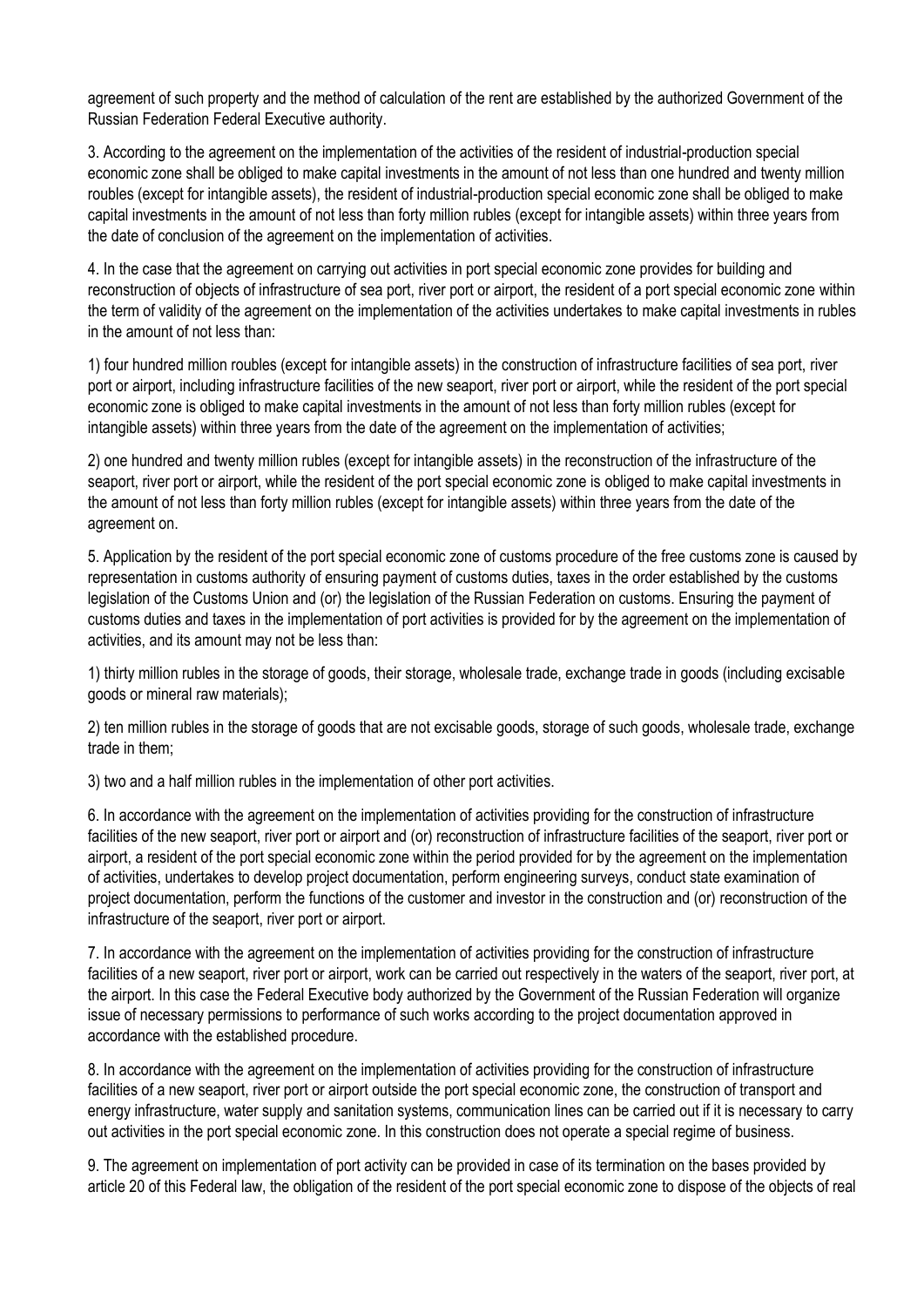agreement of such property and the method of calculation of the rent are established by the authorized Government of the Russian Federation Federal Executive authority.

3. According to the agreement on the implementation of the activities of the resident of industrial-production special economic zone shall be obliged to make capital investments in the amount of not less than one hundred and twenty million roubles (except for intangible assets), the resident of industrial-production special economic zone shall be obliged to make capital investments in the amount of not less than forty million rubles (except for intangible assets) within three years from the date of conclusion of the agreement on the implementation of activities.

4. In the case that the agreement on carrying out activities in port special economic zone provides for building and reconstruction of objects of infrastructure of sea port, river port or airport, the resident of a port special economic zone within the term of validity of the agreement on the implementation of the activities undertakes to make capital investments in rubles in the amount of not less than:

1) four hundred million roubles (except for intangible assets) in the construction of infrastructure facilities of sea port, river port or airport, including infrastructure facilities of the new seaport, river port or airport, while the resident of the port special economic zone is obliged to make capital investments in the amount of not less than forty million rubles (except for intangible assets) within three years from the date of the agreement on the implementation of activities;

2) one hundred and twenty million rubles (except for intangible assets) in the reconstruction of the infrastructure of the seaport, river port or airport, while the resident of the port special economic zone is obliged to make capital investments in the amount of not less than forty million rubles (except for intangible assets) within three years from the date of the agreement on.

5. Application by the resident of the port special economic zone of customs procedure of the free customs zone is caused by representation in customs authority of ensuring payment of customs duties, taxes in the order established by the customs legislation of the Customs Union and (or) the legislation of the Russian Federation on customs. Ensuring the payment of customs duties and taxes in the implementation of port activities is provided for by the agreement on the implementation of activities, and its amount may not be less than:

1) thirty million rubles in the storage of goods, their storage, wholesale trade, exchange trade in goods (including excisable goods or mineral raw materials);

2) ten million rubles in the storage of goods that are not excisable goods, storage of such goods, wholesale trade, exchange trade in them;

3) two and a half million rubles in the implementation of other port activities.

6. In accordance with the agreement on the implementation of activities providing for the construction of infrastructure facilities of the new seaport, river port or airport and (or) reconstruction of infrastructure facilities of the seaport, river port or airport, a resident of the port special economic zone within the period provided for by the agreement on the implementation of activities, undertakes to develop project documentation, perform engineering surveys, conduct state examination of project documentation, perform the functions of the customer and investor in the construction and (or) reconstruction of the infrastructure of the seaport, river port or airport.

7. In accordance with the agreement on the implementation of activities providing for the construction of infrastructure facilities of a new seaport, river port or airport, work can be carried out respectively in the waters of the seaport, river port, at the airport. In this case the Federal Executive body authorized by the Government of the Russian Federation will organize issue of necessary permissions to performance of such works according to the project documentation approved in accordance with the established procedure.

8. In accordance with the agreement on the implementation of activities providing for the construction of infrastructure facilities of a new seaport, river port or airport outside the port special economic zone, the construction of transport and energy infrastructure, water supply and sanitation systems, communication lines can be carried out if it is necessary to carry out activities in the port special economic zone. In this construction does not operate a special regime of business.

9. The agreement on implementation of port activity can be provided in case of its termination on the bases provided by article 20 of this Federal law, the obligation of the resident of the port special economic zone to dispose of the objects of real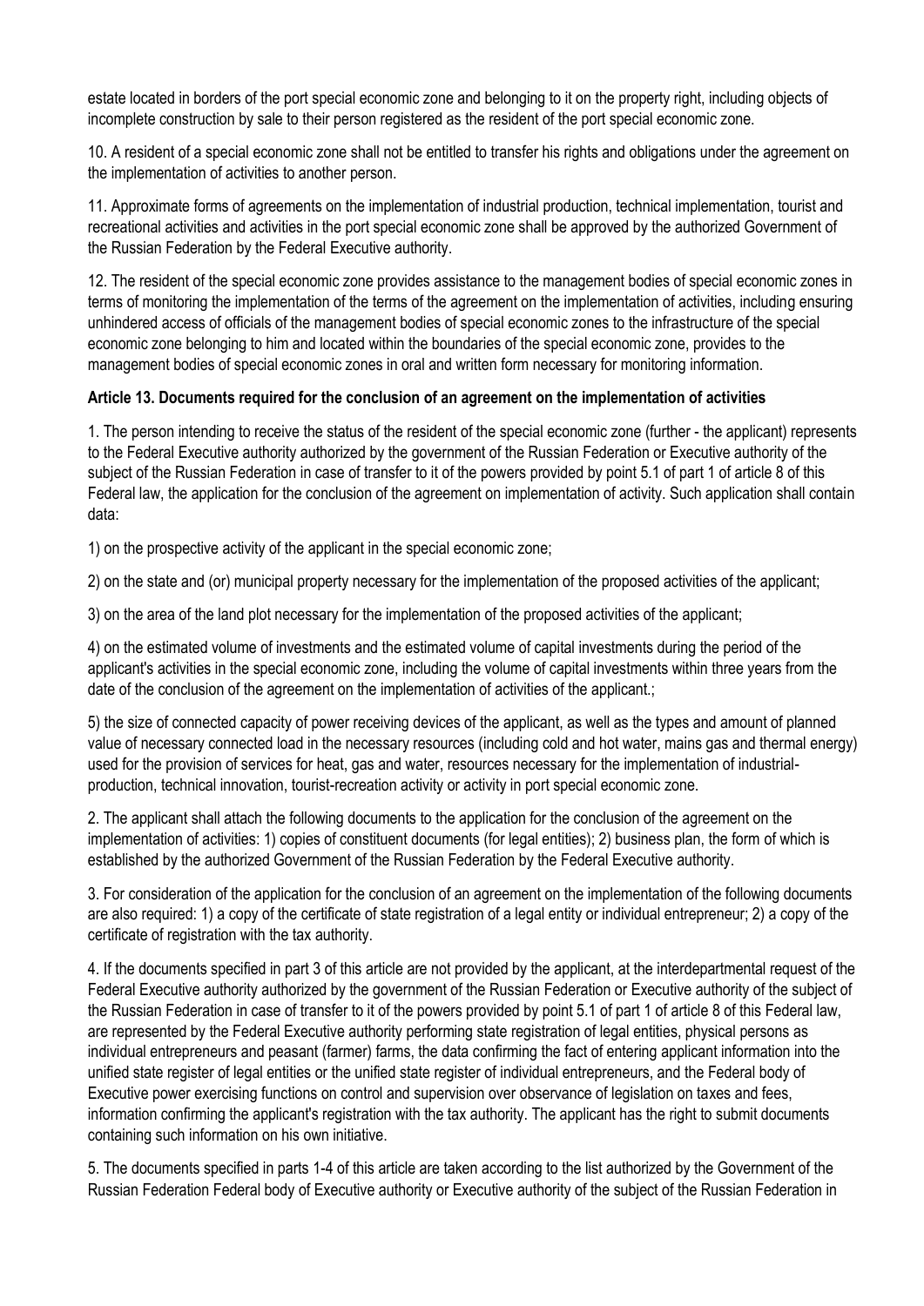estate located in borders of the port special economic zone and belonging to it on the property right, including objects of incomplete construction by sale to their person registered as the resident of the port special economic zone.

10. A resident of a special economic zone shall not be entitled to transfer his rights and obligations under the agreement on the implementation of activities to another person.

11. Approximate forms of agreements on the implementation of industrial production, technical implementation, tourist and recreational activities and activities in the port special economic zone shall be approved by the authorized Government of the Russian Federation by the Federal Executive authority.

12. The resident of the special economic zone provides assistance to the management bodies of special economic zones in terms of monitoring the implementation of the terms of the agreement on the implementation of activities, including ensuring unhindered access of officials of the management bodies of special economic zones to the infrastructure of the special economic zone belonging to him and located within the boundaries of the special economic zone, provides to the management bodies of special economic zones in oral and written form necessary for monitoring information.

**Article 13. Documents required for the conclusion of an agreement on the implementation of activities**

1. The person intending to receive the status of the resident of the special economic zone (further - the applicant) represents to the Federal Executive authority authorized by the government of the Russian Federation or Executive authority of the subject of the Russian Federation in case of transfer to it of the powers provided by point 5.1 of part 1 of article 8 of this Federal law, the application for the conclusion of the agreement on implementation of activity. Such application shall contain data:

1) on the prospective activity of the applicant in the special economic zone;

2) on the state and (or) municipal property necessary for the implementation of the proposed activities of the applicant;

3) on the area of the land plot necessary for the implementation of the proposed activities of the applicant;

4) on the estimated volume of investments and the estimated volume of capital investments during the period of the applicant's activities in the special economic zone, including the volume of capital investments within three years from the date of the conclusion of the agreement on the implementation of activities of the applicant.;

5) the size of connected capacity of power receiving devices of the applicant, as well as the types and amount of planned value of necessary connected load in the necessary resources (including cold and hot water, mains gas and thermal energy) used for the provision of services for heat, gas and water, resources necessary for the implementation of industrial-production, technical innovation, tourist-recreation activity or activity in port special economic zone.

2. The applicant shall attach the following documents to the application for the conclusion of the agreement on the implementation of activities: 1) copies of constituent documents (for legal entities); 2) business plan, the form of which is established by the authorized Government of the Russian Federation by the Federal Executive authority.

3. For consideration of the application for the conclusion of an agreement on the implementation of the following documents are also required: 1) a copy of the certificate of state registration of a legal entity or individual entrepreneur; 2) a copy of the certificate of registration with the tax authority.

4. If the documents specified in part 3 of this article are not provided by the applicant, at the interdepartmental request of the Federal Executive authority authorized by the government of the Russian Federation or Executive authority of the subject of the Russian Federation in case of transfer to it of the powers provided by point 5.1 of part 1 of article 8 of this Federal law, are represented by the Federal Executive authority performing state registration of legal entities, physical persons as individual entrepreneurs and peasant (farmer) farms, the data confirming the fact of entering applicant information into the unified state register of legal entities or the unified state register of individual entrepreneurs, and the Federal body of Executive power exercising functions on control and supervision over observance of legislation on taxes and fees, information confirming the applicant's registration with the tax authority. The applicant has the right to submit documents containing such information on his own initiative.

5. The documents specified in parts 1-4 of this article are taken according to the list authorized by the Government of the Russian Federation Federal body of Executive authority or Executive authority of the subject of the Russian Federation in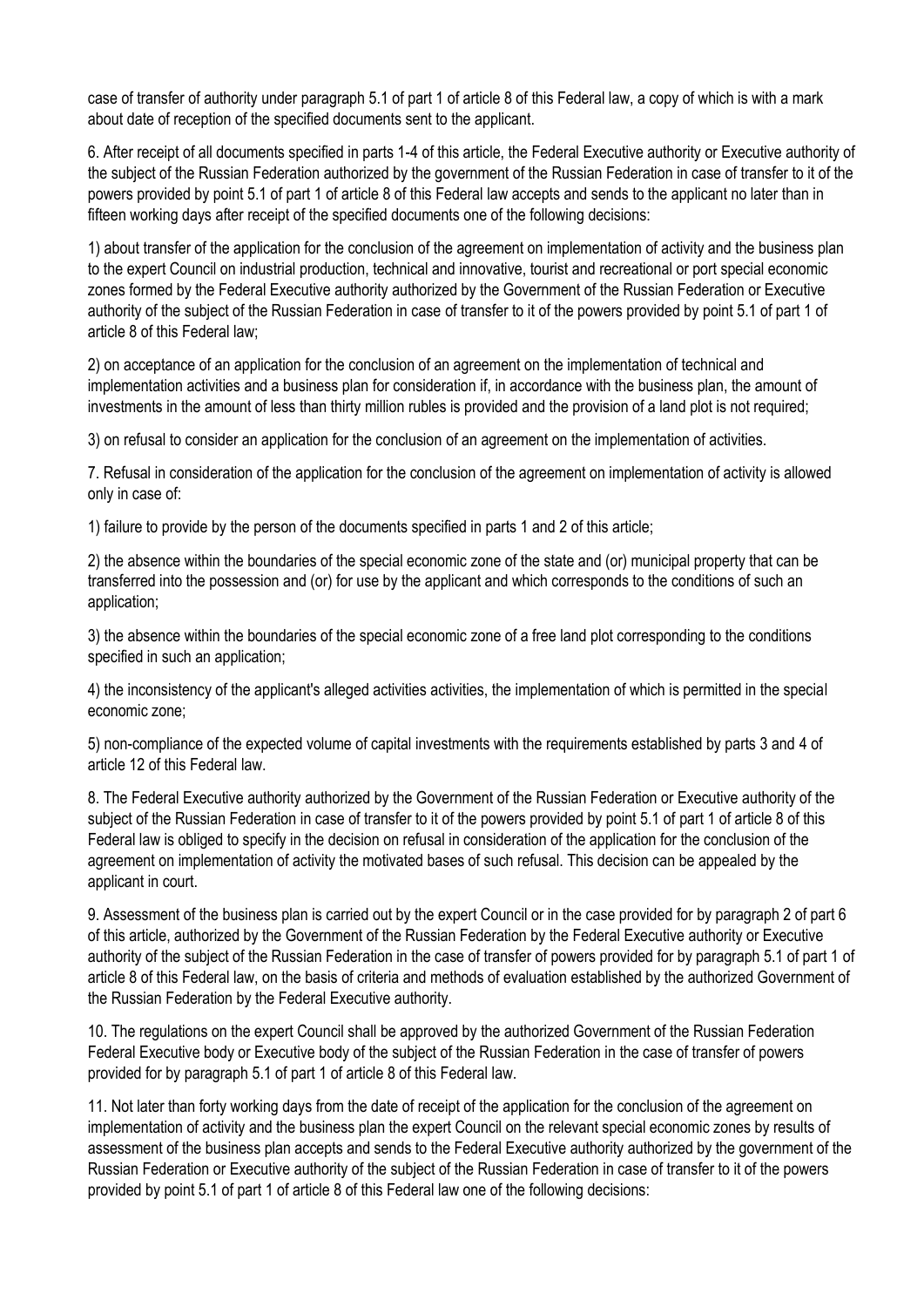case of transfer of authority under paragraph 5.1 of part 1 of article 8 of this Federal law, a copy of which is with a mark about date of reception of the specified documents sent to the applicant.

6. After receipt of all documents specified in parts 1-4 of this article, the Federal Executive authority or Executive authority of the subject of the Russian Federation authorized by the government of the Russian Federation in case of transfer to it of the powers provided by point 5.1 of part 1 of article 8 of this Federal law accepts and sends to the applicant no later than in fifteen working days after receipt of the specified documents one of the following decisions:

1) about transfer of the application for the conclusion of the agreement on implementation of activity and the business plan to the expert Council on industrial production, technical and innovative, tourist and recreational or port special economic zones formed by the Federal Executive authority authorized by the Government of the Russian Federation or Executive authority of the subject of the Russian Federation in case of transfer to it of the powers provided by point 5.1 of part 1 of article 8 of this Federal law;

2) on acceptance of an application for the conclusion of an agreement on the implementation of technical and implementation activities and a business plan for consideration if, in accordance with the business plan, the amount of investments in the amount of less than thirty million rubles is provided and the provision of a land plot is not required;

3) on refusal to consider an application for the conclusion of an agreement on the implementation of activities.

7. Refusal in consideration of the application for the conclusion of the agreement on implementation of activity is allowed only in case of:

1) failure to provide by the person of the documents specified in parts 1 and 2 of this article;

2) the absence within the boundaries of the special economic zone of the state and (or) municipal property that can be transferred into the possession and (or) for use by the applicant and which corresponds to the conditions of such an application;

3) the absence within the boundaries of the special economic zone of a free land plot corresponding to the conditions specified in such an application;

4) the inconsistency of the applicant's alleged activities activities, the implementation of which is permitted in the special economic zone;

5) non-compliance of the expected volume of capital investments with the requirements established by parts 3 and 4 of article 12 of this Federal law.

8. The Federal Executive authority authorized by the Government of the Russian Federation or Executive authority of the subject of the Russian Federation in case of transfer to it of the powers provided by point 5.1 of part 1 of article 8 of this Federal law is obliged to specify in the decision on refusal in consideration of the application for the conclusion of the agreement on implementation of activity the motivated bases of such refusal. This decision can be appealed by the applicant in court.

9. Assessment of the business plan is carried out by the expert Council or in the case provided for by paragraph 2 of part 6 of this article, authorized by the Government of the Russian Federation by the Federal Executive authority or Executive authority of the subject of the Russian Federation in the case of transfer of powers provided for by paragraph 5.1 of part 1 of article 8 of this Federal law, on the basis of criteria and methods of evaluation established by the authorized Government of the Russian Federation by the Federal Executive authority.

10. The regulations on the expert Council shall be approved by the authorized Government of the Russian Federation Federal Executive body or Executive body of the subject of the Russian Federation in the case of transfer of powers provided for by paragraph 5.1 of part 1 of article 8 of this Federal law.

11. Not later than forty working days from the date of receipt of the application for the conclusion of the agreement on implementation of activity and the business plan the expert Council on the relevant special economic zones by results of assessment of the business plan accepts and sends to the Federal Executive authority authorized by the government of the Russian Federation or Executive authority of the subject of the Russian Federation in case of transfer to it of the powers provided by point 5.1 of part 1 of article 8 of this Federal law one of the following decisions: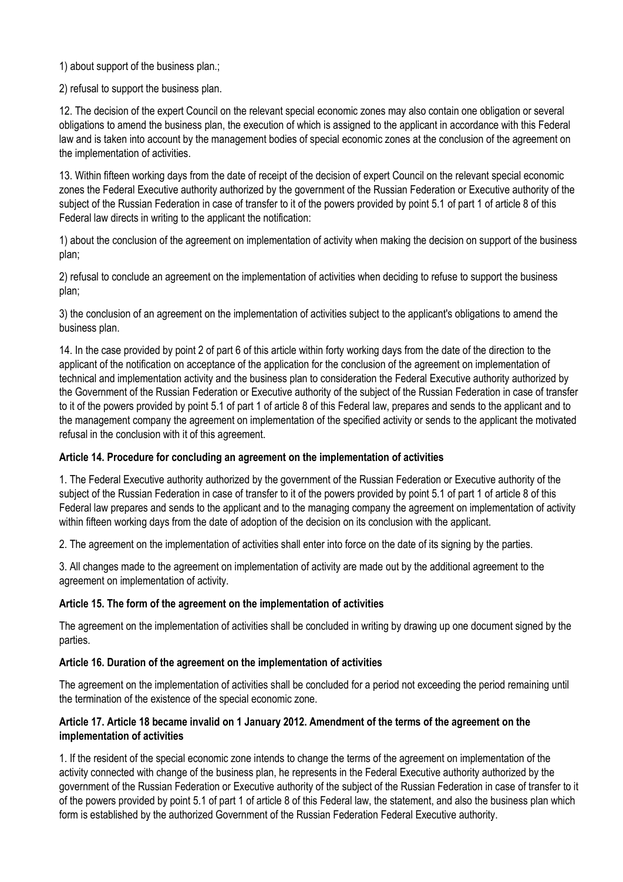1) about support of the business plan.;

2) refusal to support the business plan.

12. The decision of the expert Council on the relevant special economic zones may also contain one obligation or several obligations to amend the business plan, the execution of which is assigned to the applicant in accordance with this Federal law and is taken into account by the management bodies of special economic zones at the conclusion of the agreement on the implementation of activities.

13. Within fifteen working days from the date of receipt of the decision of expert Council on the relevant special economic zones the Federal Executive authority authorized by the government of the Russian Federation or Executive authority of the subject of the Russian Federation in case of transfer to it of the powers provided by point 5.1 of part 1 of article 8 of this Federal law directs in writing to the applicant the notification:

1) about the conclusion of the agreement on implementation of activity when making the decision on support of the business plan;

2) refusal to conclude an agreement on the implementation of activities when deciding to refuse to support the business plan;

3) the conclusion of an agreement on the implementation of activities subject to the applicant's obligations to amend the business plan.

14. In the case provided by point 2 of part 6 of this article within forty working days from the date of the direction to the applicant of the notification on acceptance of the application for the conclusion of the agreement on implementation of technical and implementation activity and the business plan to consideration the Federal Executive authority authorized by the Government of the Russian Federation or Executive authority of the subject of the Russian Federation in case of transfer to it of the powers provided by point 5.1 of part 1 of article 8 of this Federal law, prepares and sends to the applicant and to the management company the agreement on implementation of the specified activity or sends to the applicant the motivated refusal in the conclusion with it of this agreement.

**Article 14. Procedure for concluding an agreement on the implementation of activities**

1. The Federal Executive authority authorized by the government of the Russian Federation or Executive authority of the subject of the Russian Federation in case of transfer to it of the powers provided by point 5.1 of part 1 of article 8 of this Federal law prepares and sends to the applicant and to the managing company the agreement on implementation of activity within fifteen working days from the date of adoption of the decision on its conclusion with the applicant.

2. The agreement on the implementation of activities shall enter into force on the date of its signing by the parties.

3. All changes made to the agreement on implementation of activity are made out by the additional agreement to the agreement on implementation of activity.

**Article 15. The form of the agreement on the implementation of activities**

The agreement on the implementation of activities shall be concluded in writing by drawing up one document signed by the parties.

**Article 16. Duration of the agreement on the implementation of activities**

The agreement on the implementation of activities shall be concluded for a period not exceeding the period remaining until the termination of the existence of the special economic zone.

**Article 17. Article 18 became invalid on 1 January 2012. Amendment of the terms of the agreement on the implementation of activities**

1. If the resident of the special economic zone intends to change the terms of the agreement on implementation of the activity connected with change of the business plan, he represents in the Federal Executive authority authorized by the government of the Russian Federation or Executive authority of the subject of the Russian Federation in case of transfer to it of the powers provided by point 5.1 of part 1 of article 8 of this Federal law, the statement, and also the business plan which form is established by the authorized Government of the Russian Federation Federal Executive authority.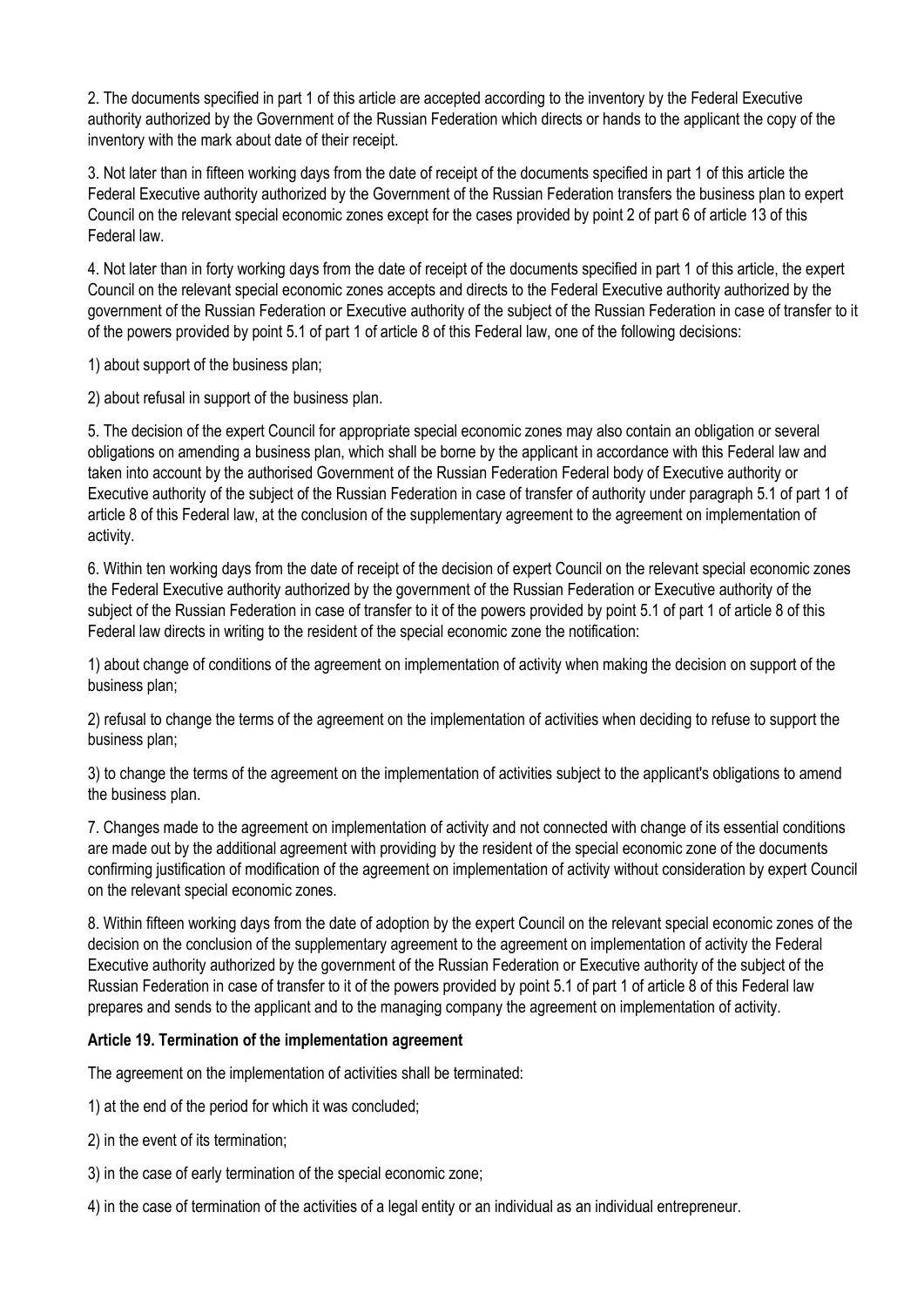2. The documents specified in part 1 of this article are accepted according to the inventory by the Federal Executive authority authorized by the Government of the Russian Federation which directs or hands to the applicant the copy of the inventory with the mark about date of their receipt.

3. Not later than in fifteen working days from the date of receipt of the documents specified in part 1 of this article the Federal Executive authority authorized by the Government of the Russian Federation transfers the business plan to expert Council on the relevant special economic zones except for the cases provided by point 2 of part 6 of article 13 of this Federal law.

4. Not later than in forty working days from the date of receipt of the documents specified in part 1 of this article, the expert Council on the relevant special economic zones accepts and directs to the Federal Executive authority authorized by the government of the Russian Federation or Executive authority of the subject of the Russian Federation in case of transfer to it of the powers provided by point 5.1 of part 1 of article 8 of this Federal law, one of the following decisions:

1) about support of the business plan;

2) about refusal in support of the business plan.

5. The decision of the expert Council for appropriate special economic zones may also contain an obligation or several obligations on amending a business plan, which shall be borne by the applicant in accordance with this Federal law and taken into account by the authorised Government of the Russian Federation Federal body of Executive authority or Executive authority of the subject of the Russian Federation in case of transfer of authority under paragraph 5.1 of part 1 of article 8 of this Federal law, at the conclusion of the supplementary agreement to the agreement on implementation of activity.

6. Within ten working days from the date of receipt of the decision of expert Council on the relevant special economic zones the Federal Executive authority authorized by the government of the Russian Federation or Executive authority of the subject of the Russian Federation in case of transfer to it of the powers provided by point 5.1 of part 1 of article 8 of this Federal law directs in writing to the resident of the special economic zone the notification:

1) about change of conditions of the agreement on implementation of activity when making the decision on support of the business plan;

2) refusal to change the terms of the agreement on the implementation of activities when deciding to refuse to support the business plan;

3) to change the terms of the agreement on the implementation of activities subject to the applicant's obligations to amend the business plan.

7. Changes made to the agreement on implementation of activity and not connected with change of its essential conditions are made out by the additional agreement with providing by the resident of the special economic zone of the documents confirming justification of modification of the agreement on implementation of activity without consideration by expert Council on the relevant special economic zones.

8. Within fifteen working days from the date of adoption by the expert Council on the relevant special economic zones of the decision on the conclusion of the supplementary agreement to the agreement on implementation of activity the Federal Executive authority authorized by the government of the Russian Federation or Executive authority of the subject of the Russian Federation in case of transfer to it of the powers provided by point 5.1 of part 1 of article 8 of this Federal law prepares and sends to the applicant and to the managing company the agreement on implementation of activity.

**Article 19. Termination of the implementation agreement**

The agreement on the implementation of activities shall be terminated:

1) at the end of the period for which it was concluded;

2) in the event of its termination;

3) in the case of early termination of the special economic zone;

4) in the case of termination of the activities of a legal entity or an individual as an individual entrepreneur.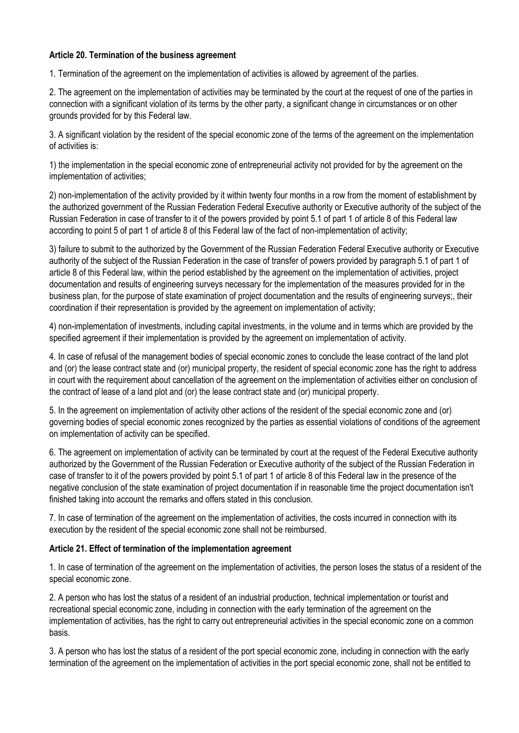**Article 20. Termination of the business agreement**

1. Termination of the agreement on the implementation of activities is allowed by agreement of the parties.

2. The agreement on the implementation of activities may be terminated by the court at the request of one of the parties in connection with a significant violation of its terms by the other party, a significant change in circumstances or on other grounds provided for by this Federal law.

3. A significant violation by the resident of the special economic zone of the terms of the agreement on the implementation of activities is:

1) the implementation in the special economic zone of entrepreneurial activity not provided for by the agreement on the implementation of activities;

2) non-implementation of the activity provided by it within twenty four months in a row from the moment of establishment by the authorized government of the Russian Federation Federal Executive authority or Executive authority of the subject of the Russian Federation in case of transfer to it of the powers provided by point 5.1 of part 1 of article 8 of this Federal law according to point 5 of part 1 of article 8 of this Federal law of the fact of non-implementation of activity;

3) failure to submit to the authorized by the Government of the Russian Federation Federal Executive authority or Executive authority of the subject of the Russian Federation in the case of transfer of powers provided by paragraph 5.1 of part 1 of article 8 of this Federal law, within the period established by the agreement on the implementation of activities, project documentation and results of engineering surveys necessary for the implementation of the measures provided for in the business plan, for the purpose of state examination of project documentation and the results of engineering surveys;, their coordination if their representation is provided by the agreement on implementation of activity;

4) non-implementation of investments, including capital investments, in the volume and in terms which are provided by the specified agreement if their implementation is provided by the agreement on implementation of activity.

4. In case of refusal of the management bodies of special economic zones to conclude the lease contract of the land plot and (or) the lease contract state and (or) municipal property, the resident of special economic zone has the right to address in court with the requirement about cancellation of the agreement on the implementation of activities either on conclusion of the contract of lease of a land plot and (or) the lease contract state and (or) municipal property.

5. In the agreement on implementation of activity other actions of the resident of the special economic zone and (or) governing bodies of special economic zones recognized by the parties as essential violations of conditions of the agreement on implementation of activity can be specified.

6. The agreement on implementation of activity can be terminated by court at the request of the Federal Executive authority authorized by the Government of the Russian Federation or Executive authority of the subject of the Russian Federation in case of transfer to it of the powers provided by point 5.1 of part 1 of article 8 of this Federal law in the presence of the negative conclusion of the state examination of project documentation if in reasonable time the project documentation isn't finished taking into account the remarks and offers stated in this conclusion.

7. In case of termination of the agreement on the implementation of activities, the costs incurred in connection with its execution by the resident of the special economic zone shall not be reimbursed.

**Article 21. Effect of termination of the implementation agreement**

1. In case of termination of the agreement on the implementation of activities, the person loses the status of a resident of the special economic zone.

2. A person who has lost the status of a resident of an industrial production, technical implementation or tourist and recreational special economic zone, including in connection with the early termination of the agreement on the implementation of activities, has the right to carry out entrepreneurial activities in the special economic zone on a common basis.

3. A person who has lost the status of a resident of the port special economic zone, including in connection with the early termination of the agreement on the implementation of activities in the port special economic zone, shall not be entitled to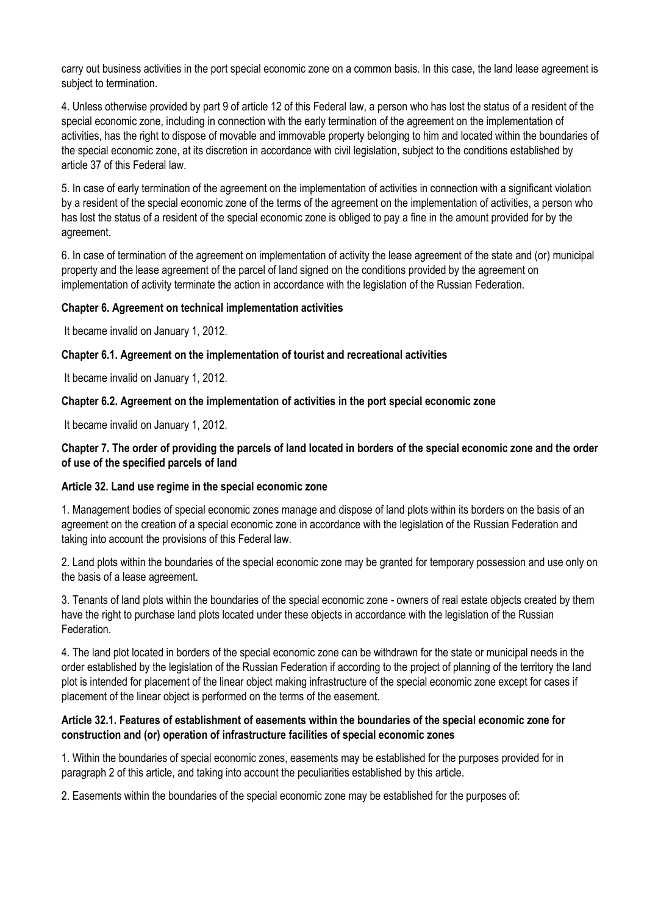carry out business activities in the port special economic zone on a common basis. In this case, the land lease agreement is subject to termination.

4. Unless otherwise provided by part 9 of article 12 of this Federal law, a person who has lost the status of a resident of the special economic zone, including in connection with the early termination of the agreement on the implementation of activities, has the right to dispose of movable and immovable property belonging to him and located within the boundaries of the special economic zone, at its discretion in accordance with civil legislation, subject to the conditions established by article 37 of this Federal law.

5. In case of early termination of the agreement on the implementation of activities in connection with a significant violation by a resident of the special economic zone of the terms of the agreement on the implementation of activities, a person who has lost the status of a resident of the special economic zone is obliged to pay a fine in the amount provided for by the agreement.

6. In case of termination of the agreement on implementation of activity the lease agreement of the state and (or) municipal property and the lease agreement of the parcel of land signed on the conditions provided by the agreement on implementation of activity terminate the action in accordance with the legislation of the Russian Federation.

**Chapter 6. Agreement on technical implementation activities**

It became invalid on January 1, 2012.

**Chapter 6.1. Agreement on the implementation of tourist and recreational activities**

It became invalid on January 1, 2012.

**Chapter 6.2. Agreement on the implementation of activities in the port special economic zone**

It became invalid on January 1, 2012.

**Chapter 7. The order of providing the parcels of land located in borders of the special economic zone and the order of use of the specified parcels of land**

**Article 32. Land use regime in the special economic zone**

1. Management bodies of special economic zones manage and dispose of land plots within its borders on the basis of an agreement on the creation of a special economic zone in accordance with the legislation of the Russian Federation and taking into account the provisions of this Federal law.

2. Land plots within the boundaries of the special economic zone may be granted for temporary possession and use only on the basis of a lease agreement.

3. Tenants of land plots within the boundaries of the special economic zone - owners of real estate objects created by them have the right to purchase land plots located under these objects in accordance with the legislation of the Russian Federation.

4. The land plot located in borders of the special economic zone can be withdrawn for the state or municipal needs in the order established by the legislation of the Russian Federation if according to the project of planning of the territory the land plot is intended for placement of the linear object making infrastructure of the special economic zone except for cases if placement of the linear object is performed on the terms of the easement.

**Article 32.1. Features of establishment of easements within the boundaries of the special economic zone for construction and (or) operation of infrastructure facilities of special economic zones**

1. Within the boundaries of special economic zones, easements may be established for the purposes provided for in paragraph 2 of this article, and taking into account the peculiarities established by this article.

2. Easements within the boundaries of the special economic zone may be established for the purposes of: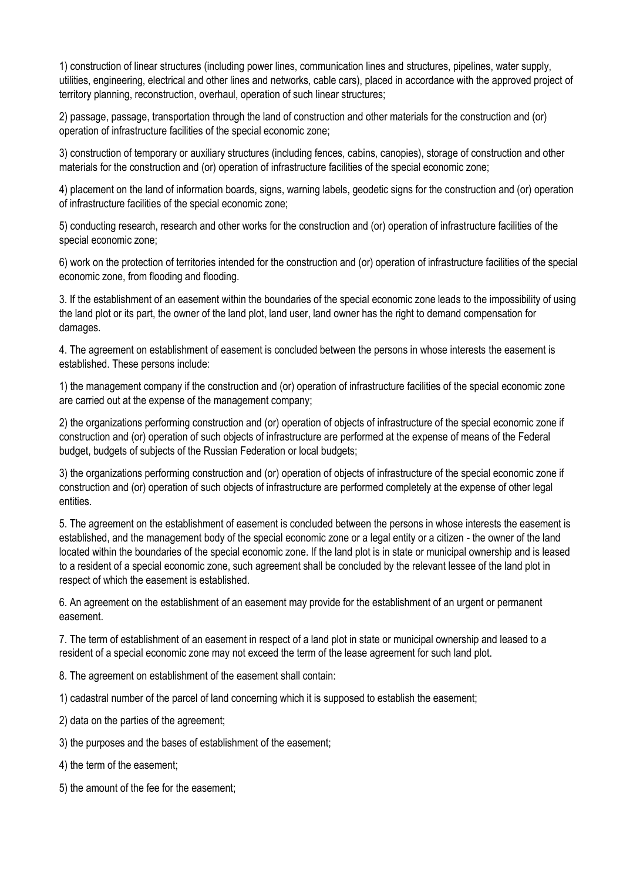1) construction of linear structures (including power lines, communication lines and structures, pipelines, water supply, utilities, engineering, electrical and other lines and networks, cable cars), placed in accordance with the approved project of territory planning, reconstruction, overhaul, operation of such linear structures;

2) passage, passage, transportation through the land of construction and other materials for the construction and (or) operation of infrastructure facilities of the special economic zone;

3) construction of temporary or auxiliary structures (including fences, cabins, canopies), storage of construction and other materials for the construction and (or) operation of infrastructure facilities of the special economic zone;

4) placement on the land of information boards, signs, warning labels, geodetic signs for the construction and (or) operation of infrastructure facilities of the special economic zone;

5) conducting research, research and other works for the construction and (or) operation of infrastructure facilities of the special economic zone;

6) work on the protection of territories intended for the construction and (or) operation of infrastructure facilities of the special economic zone, from flooding and flooding.

3. If the establishment of an easement within the boundaries of the special economic zone leads to the impossibility of using the land plot or its part, the owner of the land plot, land user, land owner has the right to demand compensation for damages.

4. The agreement on establishment of easement is concluded between the persons in whose interests the easement is established. These persons include:

1) the management company if the construction and (or) operation of infrastructure facilities of the special economic zone are carried out at the expense of the management company;

2) the organizations performing construction and (or) operation of objects of infrastructure of the special economic zone if construction and (or) operation of such objects of infrastructure are performed at the expense of means of the Federal budget, budgets of subjects of the Russian Federation or local budgets;

3) the organizations performing construction and (or) operation of objects of infrastructure of the special economic zone if construction and (or) operation of such objects of infrastructure are performed completely at the expense of other legal entities.

5. The agreement on the establishment of easement is concluded between the persons in whose interests the easement is established, and the management body of the special economic zone or a legal entity or a citizen - the owner of the land located within the boundaries of the special economic zone. If the land plot is in state or municipal ownership and is leased to a resident of a special economic zone, such agreement shall be concluded by the relevant lessee of the land plot in respect of which the easement is established.

6. An agreement on the establishment of an easement may provide for the establishment of an urgent or permanent easement.

7. The term of establishment of an easement in respect of a land plot in state or municipal ownership and leased to a resident of a special economic zone may not exceed the term of the lease agreement for such land plot.

8. The agreement on establishment of the easement shall contain:

1) cadastral number of the parcel of land concerning which it is supposed to establish the easement;

2) data on the parties of the agreement;

3) the purposes and the bases of establishment of the easement;

4) the term of the easement;

5) the amount of the fee for the easement;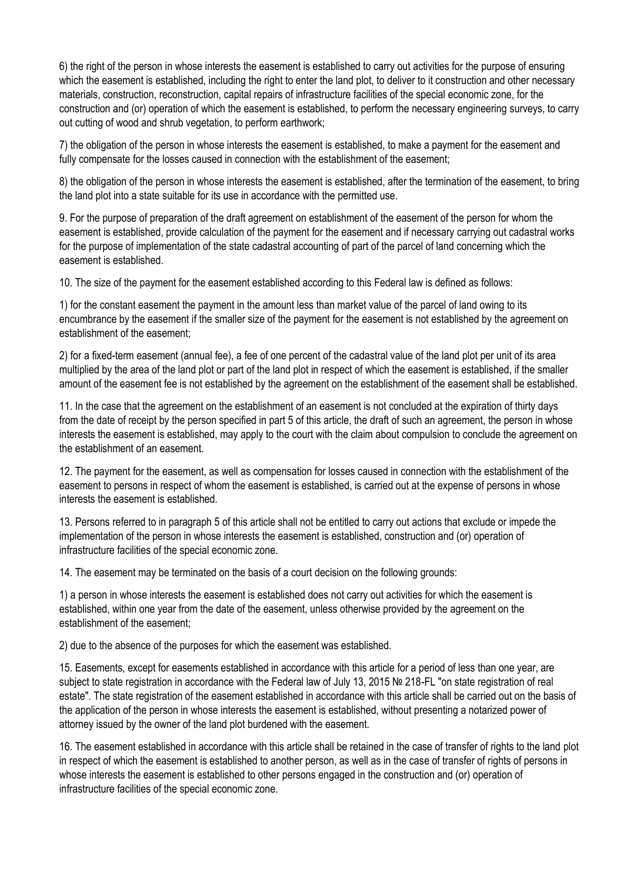6) the right of the person in whose interests the easement is established to carry out activities for the purpose of ensuring which the easement is established, including the right to enter the land plot, to deliver to it construction and other necessary materials, construction, reconstruction, capital repairs of infrastructure facilities of the special economic zone, for the construction and (or) operation of which the easement is established, to perform the necessary engineering surveys, to carry out cutting of wood and shrub vegetation, to perform earthwork;

7) the obligation of the person in whose interests the easement is established, to make a payment for the easement and fully compensate for the losses caused in connection with the establishment of the easement;

8) the obligation of the person in whose interests the easement is established, after the termination of the easement, to bring the land plot into a state suitable for its use in accordance with the permitted use.

9. For the purpose of preparation of the draft agreement on establishment of the easement of the person for whom the easement is established, provide calculation of the payment for the easement and if necessary carrying out cadastral works for the purpose of implementation of the state cadastral accounting of part of the parcel of land concerning which the easement is established.

10. The size of the payment for the easement established according to this Federal law is defined as follows:

1) for the constant easement the payment in the amount less than market value of the parcel of land owing to its encumbrance by the easement if the smaller size of the payment for the easement is not established by the agreement on establishment of the easement;

2) for a fixed-term easement (annual fee), a fee of one percent of the cadastral value of the land plot per unit of its area multiplied by the area of the land plot or part of the land plot in respect of which the easement is established, if the smaller amount of the easement fee is not established by the agreement on the establishment of the easement shall be established.

11. In the case that the agreement on the establishment of an easement is not concluded at the expiration of thirty days from the date of receipt by the person specified in part 5 of this article, the draft of such an agreement, the person in whose interests the easement is established, may apply to the court with the claim about compulsion to conclude the agreement on the establishment of an easement.

12. The payment for the easement, as well as compensation for losses caused in connection with the establishment of the easement to persons in respect of whom the easement is established, is carried out at the expense of persons in whose interests the easement is established.

13. Persons referred to in paragraph 5 of this article shall not be entitled to carry out actions that exclude or impede the implementation of the person in whose interests the easement is established, construction and (or) operation of infrastructure facilities of the special economic zone.

14. The easement may be terminated on the basis of a court decision on the following grounds:

1) a person in whose interests the easement is established does not carry out activities for which the easement is established, within one year from the date of the easement, unless otherwise provided by the agreement on the establishment of the easement;

2) due to the absence of the purposes for which the easement was established.

15. Easements, except for easements established in accordance with this article for a period of less than one year, are subject to state registration in accordance with the Federal law of July 13, 2015 № 218-FL "on state registration of real estate". The state registration of the easement established in accordance with this article shall be carried out on the basis of the application of the person in whose interests the easement is established, without presenting a notarized power of attorney issued by the owner of the land plot burdened with the easement.

16. The easement established in accordance with this article shall be retained in the case of transfer of rights to the land plot in respect of which the easement is established to another person, as well as in the case of transfer of rights of persons in whose interests the easement is established to other persons engaged in the construction and (or) operation of infrastructure facilities of the special economic zone.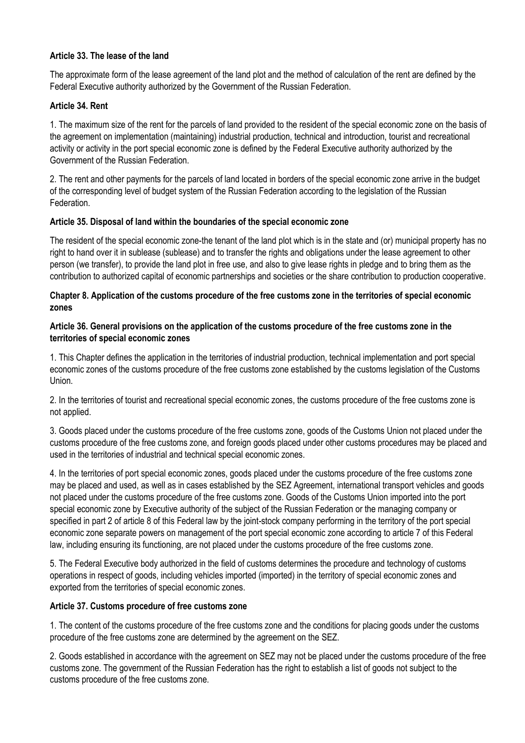**Article 33. The lease of the land**

The approximate form of the lease agreement of the land plot and the method of calculation of the rent are defined by the Federal Executive authority authorized by the Government of the Russian Federation.

**Article 34. Rent**

1. The maximum size of the rent for the parcels of land provided to the resident of the special economic zone on the basis of the agreement on implementation (maintaining) industrial production, technical and introduction, tourist and recreational activity or activity in the port special economic zone is defined by the Federal Executive authority authorized by the Government of the Russian Federation.

2. The rent and other payments for the parcels of land located in borders of the special economic zone arrive in the budget of the corresponding level of budget system of the Russian Federation according to the legislation of the Russian Federation.

**Article 35. Disposal of land within the boundaries of the special economic zone**

The resident of the special economic zone-the tenant of the land plot which is in the state and (or) municipal property has no right to hand over it in sublease (sublease) and to transfer the rights and obligations under the lease agreement to other person (we transfer), to provide the land plot in free use, and also to give lease rights in pledge and to bring them as the contribution to authorized capital of economic partnerships and societies or the share contribution to production cooperative.

**Chapter 8. Application of the customs procedure of the free customs zone in the territories of special economic zones**

**Article 36. General provisions on the application of the customs procedure of the free customs zone in the territories of special economic zones**

1. This Chapter defines the application in the territories of industrial production, technical implementation and port special economic zones of the customs procedure of the free customs zone established by the customs legislation of the Customs Union.

2. In the territories of tourist and recreational special economic zones, the customs procedure of the free customs zone is not applied.

3. Goods placed under the customs procedure of the free customs zone, goods of the Customs Union not placed under the customs procedure of the free customs zone, and foreign goods placed under other customs procedures may be placed and used in the territories of industrial and technical special economic zones.

4. In the territories of port special economic zones, goods placed under the customs procedure of the free customs zone may be placed and used, as well as in cases established by the SEZ Agreement, international transport vehicles and goods not placed under the customs procedure of the free customs zone. Goods of the Customs Union imported into the port special economic zone by Executive authority of the subject of the Russian Federation or the managing company or specified in part 2 of article 8 of this Federal law by the joint-stock company performing in the territory of the port special economic zone separate powers on management of the port special economic zone according to article 7 of this Federal law, including ensuring its functioning, are not placed under the customs procedure of the free customs zone.

5. The Federal Executive body authorized in the field of customs determines the procedure and technology of customs operations in respect of goods, including vehicles imported (imported) in the territory of special economic zones and exported from the territories of special economic zones.

**Article 37. Customs procedure of free customs zone**

1. The content of the customs procedure of the free customs zone and the conditions for placing goods under the customs procedure of the free customs zone are determined by the agreement on the SEZ.

2. Goods established in accordance with the agreement on SEZ may not be placed under the customs procedure of the free customs zone. The government of the Russian Federation has the right to establish a list of goods not subject to the customs procedure of the free customs zone.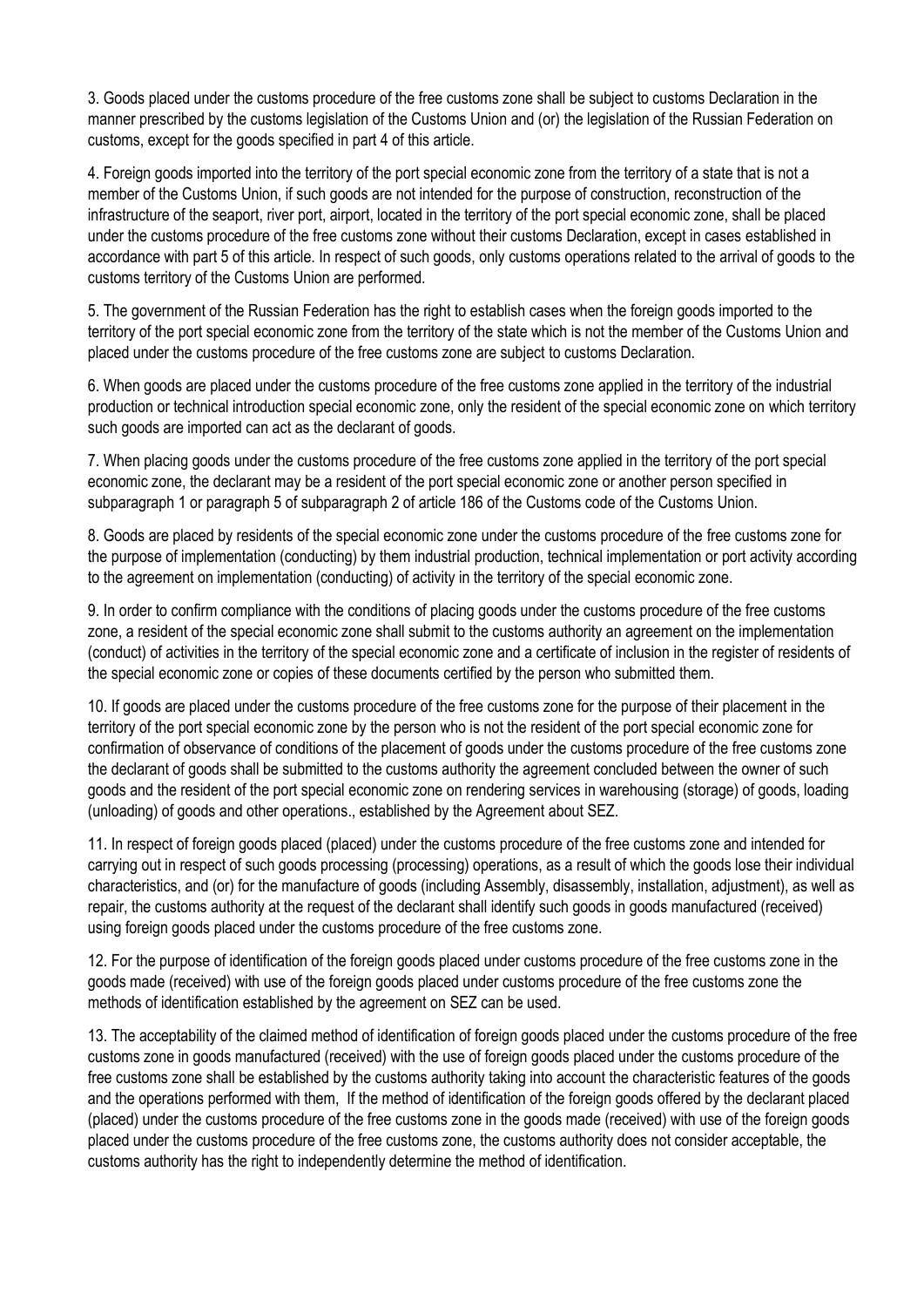3. Goods placed under the customs procedure of the free customs zone shall be subject to customs Declaration in the manner prescribed by the customs legislation of the Customs Union and (or) the legislation of the Russian Federation on customs, except for the goods specified in part 4 of this article.

4. Foreign goods imported into the territory of the port special economic zone from the territory of a state that is not a member of the Customs Union, if such goods are not intended for the purpose of construction, reconstruction of the infrastructure of the seaport, river port, airport, located in the territory of the port special economic zone, shall be placed under the customs procedure of the free customs zone without their customs Declaration, except in cases established in accordance with part 5 of this article. In respect of such goods, only customs operations related to the arrival of goods to the customs territory of the Customs Union are performed.

5. The government of the Russian Federation has the right to establish cases when the foreign goods imported to the territory of the port special economic zone from the territory of the state which is not the member of the Customs Union and placed under the customs procedure of the free customs zone are subject to customs Declaration.

6. When goods are placed under the customs procedure of the free customs zone applied in the territory of the industrial production or technical introduction special economic zone, only the resident of the special economic zone on which territory such goods are imported can act as the declarant of goods.

7. When placing goods under the customs procedure of the free customs zone applied in the territory of the port special economic zone, the declarant may be a resident of the port special economic zone or another person specified in subparagraph 1 or paragraph 5 of subparagraph 2 of article 186 of the Customs code of the Customs Union.

8. Goods are placed by residents of the special economic zone under the customs procedure of the free customs zone for the purpose of implementation (conducting) by them industrial production, technical implementation or port activity according to the agreement on implementation (conducting) of activity in the territory of the special economic zone.

9. In order to confirm compliance with the conditions of placing goods under the customs procedure of the free customs zone, a resident of the special economic zone shall submit to the customs authority an agreement on the implementation (conduct) of activities in the territory of the special economic zone and a certificate of inclusion in the register of residents of the special economic zone or copies of these documents certified by the person who submitted them.

10. If goods are placed under the customs procedure of the free customs zone for the purpose of their placement in the territory of the port special economic zone by the person who is not the resident of the port special economic zone for confirmation of observance of conditions of the placement of goods under the customs procedure of the free customs zone the declarant of goods shall be submitted to the customs authority the agreement concluded between the owner of such goods and the resident of the port special economic zone on rendering services in warehousing (storage) of goods, loading (unloading) of goods and other operations., established by the Agreement about SEZ.

11. In respect of foreign goods placed (placed) under the customs procedure of the free customs zone and intended for carrying out in respect of such goods processing (processing) operations, as a result of which the goods lose their individual characteristics, and (or) for the manufacture of goods (including Assembly, disassembly, installation, adjustment), as well as repair, the customs authority at the request of the declarant shall identify such goods in goods manufactured (received) using foreign goods placed under the customs procedure of the free customs zone.

12. For the purpose of identification of the foreign goods placed under customs procedure of the free customs zone in the goods made (received) with use of the foreign goods placed under customs procedure of the free customs zone the methods of identification established by the agreement on SEZ can be used.

13. The acceptability of the claimed method of identification of foreign goods placed under the customs procedure of the free customs zone in goods manufactured (received) with the use of foreign goods placed under the customs procedure of the free customs zone shall be established by the customs authority taking into account the characteristic features of the goods and the operations performed with them, If the method of identification of the foreign goods offered by the declarant placed (placed) under the customs procedure of the free customs zone in the goods made (received) with use of the foreign goods placed under the customs procedure of the free customs zone, the customs authority does not consider acceptable, the customs authority has the right to independently determine the method of identification.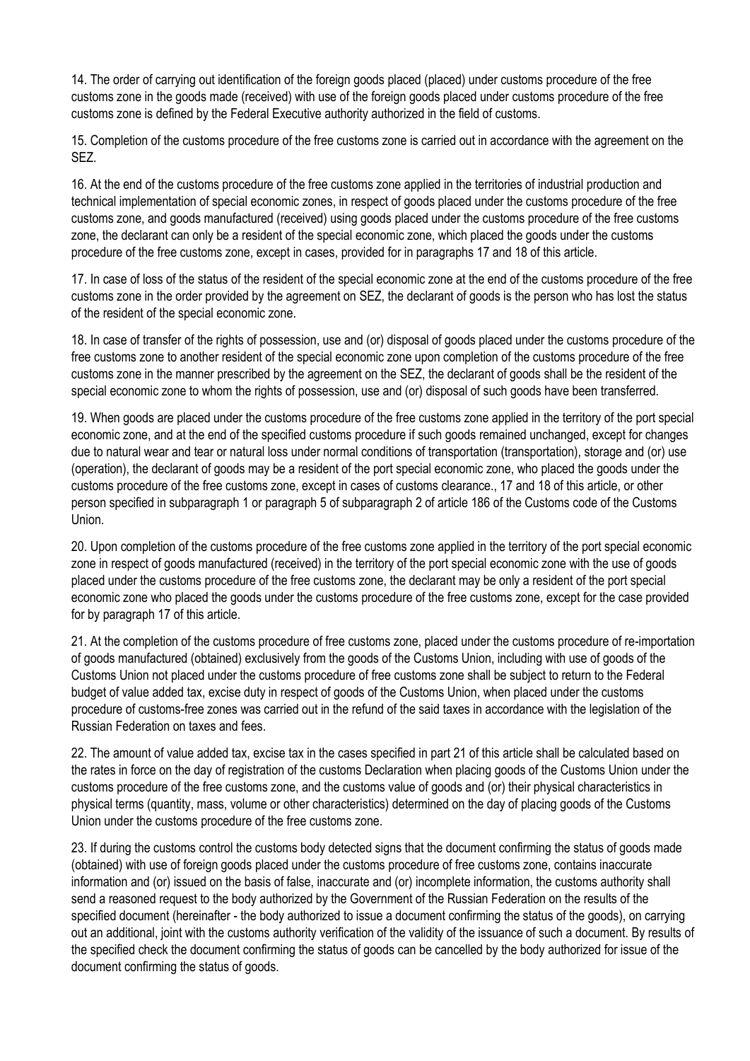14. The order of carrying out identification of the foreign goods placed (placed) under customs procedure of the free customs zone in the goods made (received) with use of the foreign goods placed under customs procedure of the free customs zone is defined by the Federal Executive authority authorized in the field of customs.

15. Completion of the customs procedure of the free customs zone is carried out in accordance with the agreement on the SEZ.

16. At the end of the customs procedure of the free customs zone applied in the territories of industrial production and technical implementation of special economic zones, in respect of goods placed under the customs procedure of the free customs zone, and goods manufactured (received) using goods placed under the customs procedure of the free customs zone, the declarant can only be a resident of the special economic zone, which placed the goods under the customs procedure of the free customs zone, except in cases, provided for in paragraphs 17 and 18 of this article.

17. In case of loss of the status of the resident of the special economic zone at the end of the customs procedure of the free customs zone in the order provided by the agreement on SEZ, the declarant of goods is the person who has lost the status of the resident of the special economic zone.

18. In case of transfer of the rights of possession, use and (or) disposal of goods placed under the customs procedure of the free customs zone to another resident of the special economic zone upon completion of the customs procedure of the free customs zone in the manner prescribed by the agreement on the SEZ, the declarant of goods shall be the resident of the special economic zone to whom the rights of possession, use and (or) disposal of such goods have been transferred.

19. When goods are placed under the customs procedure of the free customs zone applied in the territory of the port special economic zone, and at the end of the specified customs procedure if such goods remained unchanged, except for changes due to natural wear and tear or natural loss under normal conditions of transportation (transportation), storage and (or) use (operation), the declarant of goods may be a resident of the port special economic zone, who placed the goods under the customs procedure of the free customs zone, except in cases of customs clearance., 17 and 18 of this article, or other person specified in subparagraph 1 or paragraph 5 of subparagraph 2 of article 186 of the Customs code of the Customs Union.

20. Upon completion of the customs procedure of the free customs zone applied in the territory of the port special economic zone in respect of goods manufactured (received) in the territory of the port special economic zone with the use of goods placed under the customs procedure of the free customs zone, the declarant may be only a resident of the port special economic zone who placed the goods under the customs procedure of the free customs zone, except for the case provided for by paragraph 17 of this article.

21. At the completion of the customs procedure of free customs zone, placed under the customs procedure of re-importation of goods manufactured (obtained) exclusively from the goods of the Customs Union, including with use of goods of the Customs Union not placed under the customs procedure of free customs zone shall be subject to return to the Federal budget of value added tax, excise duty in respect of goods of the Customs Union, when placed under the customs procedure of customs-free zones was carried out in the refund of the said taxes in accordance with the legislation of the Russian Federation on taxes and fees.

22. The amount of value added tax, excise tax in the cases specified in part 21 of this article shall be calculated based on the rates in force on the day of registration of the customs Declaration when placing goods of the Customs Union under the customs procedure of the free customs zone, and the customs value of goods and (or) their physical characteristics in physical terms (quantity, mass, volume or other characteristics) determined on the day of placing goods of the Customs Union under the customs procedure of the free customs zone.

23. If during the customs control the customs body detected signs that the document confirming the status of goods made (obtained) with use of foreign goods placed under the customs procedure of free customs zone, contains inaccurate information and (or) issued on the basis of false, inaccurate and (or) incomplete information, the customs authority shall send a reasoned request to the body authorized by the Government of the Russian Federation on the results of the specified document (hereinafter - the body authorized to issue a document confirming the status of the goods), on carrying out an additional, joint with the customs authority verification of the validity of the issuance of such a document. By results of the specified check the document confirming the status of goods can be cancelled by the body authorized for issue of the document confirming the status of goods.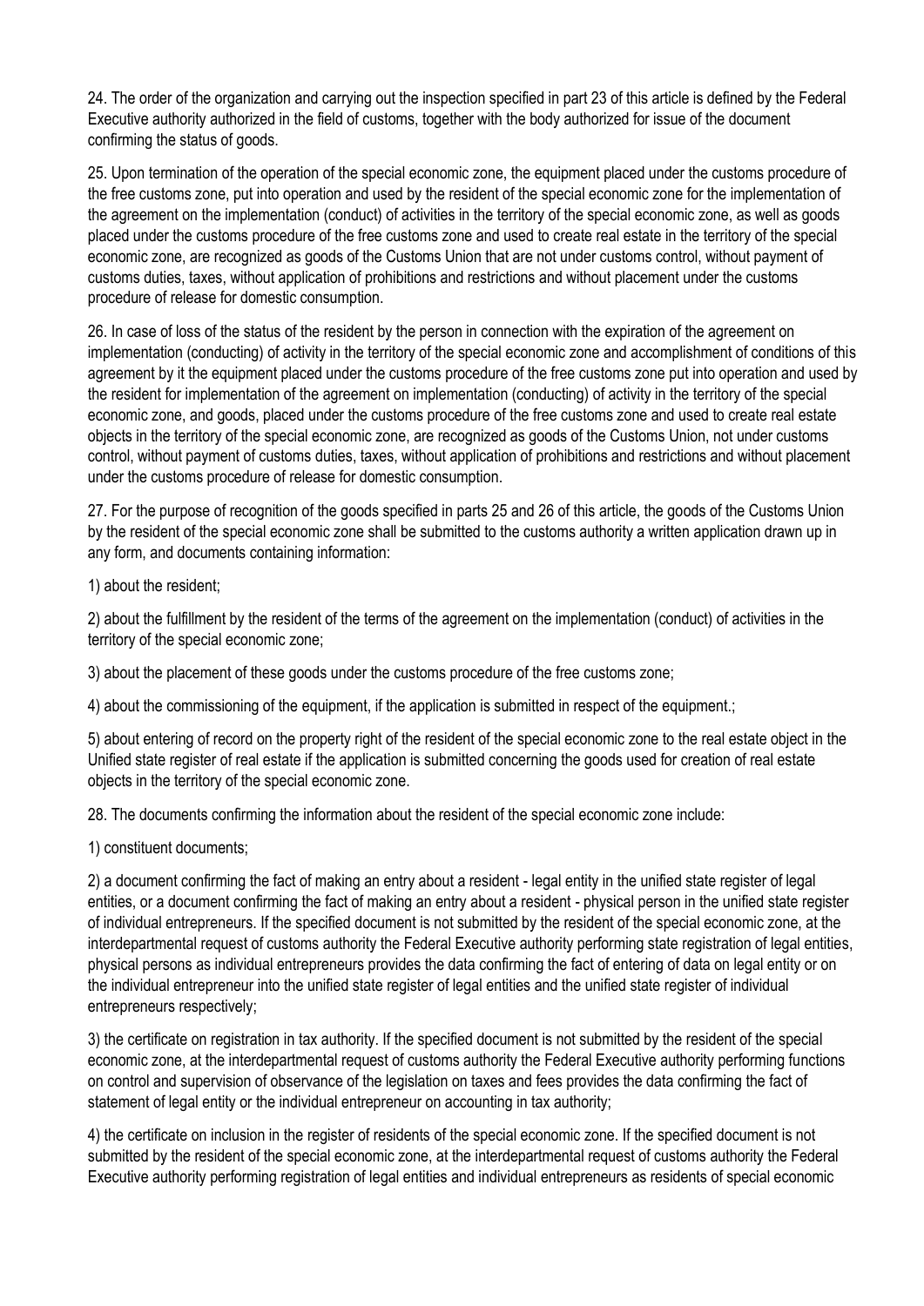24. The order of the organization and carrying out the inspection specified in part 23 of this article is defined by the Federal Executive authority authorized in the field of customs, together with the body authorized for issue of the document confirming the status of goods.

25. Upon termination of the operation of the special economic zone, the equipment placed under the customs procedure of the free customs zone, put into operation and used by the resident of the special economic zone for the implementation of the agreement on the implementation (conduct) of activities in the territory of the special economic zone, as well as goods placed under the customs procedure of the free customs zone and used to create real estate in the territory of the special economic zone, are recognized as goods of the Customs Union that are not under customs control, without payment of customs duties, taxes, without application of prohibitions and restrictions and without placement under the customs procedure of release for domestic consumption.

26. In case of loss of the status of the resident by the person in connection with the expiration of the agreement on implementation (conducting) of activity in the territory of the special economic zone and accomplishment of conditions of this agreement by it the equipment placed under the customs procedure of the free customs zone put into operation and used by the resident for implementation of the agreement on implementation (conducting) of activity in the territory of the special economic zone, and goods, placed under the customs procedure of the free customs zone and used to create real estate objects in the territory of the special economic zone, are recognized as goods of the Customs Union, not under customs control, without payment of customs duties, taxes, without application of prohibitions and restrictions and without placement under the customs procedure of release for domestic consumption.

27. For the purpose of recognition of the goods specified in parts 25 and 26 of this article, the goods of the Customs Union by the resident of the special economic zone shall be submitted to the customs authority a written application drawn up in any form, and documents containing information:

1) about the resident;

2) about the fulfillment by the resident of the terms of the agreement on the implementation (conduct) of activities in the territory of the special economic zone;

3) about the placement of these goods under the customs procedure of the free customs zone;

4) about the commissioning of the equipment, if the application is submitted in respect of the equipment.;

5) about entering of record on the property right of the resident of the special economic zone to the real estate object in the Unified state register of real estate if the application is submitted concerning the goods used for creation of real estate objects in the territory of the special economic zone.

28. The documents confirming the information about the resident of the special economic zone include:

1) constituent documents;

2) a document confirming the fact of making an entry about a resident - legal entity in the unified state register of legal entities, or a document confirming the fact of making an entry about a resident - physical person in the unified state register of individual entrepreneurs. If the specified document is not submitted by the resident of the special economic zone, at the interdepartmental request of customs authority the Federal Executive authority performing state registration of legal entities, physical persons as individual entrepreneurs provides the data confirming the fact of entering of data on legal entity or on the individual entrepreneur into the unified state register of legal entities and the unified state register of individual entrepreneurs respectively;

3) the certificate on registration in tax authority. If the specified document is not submitted by the resident of the special economic zone, at the interdepartmental request of customs authority the Federal Executive authority performing functions on control and supervision of observance of the legislation on taxes and fees provides the data confirming the fact of statement of legal entity or the individual entrepreneur on accounting in tax authority;

4) the certificate on inclusion in the register of residents of the special economic zone. If the specified document is not submitted by the resident of the special economic zone, at the interdepartmental request of customs authority the Federal Executive authority performing registration of legal entities and individual entrepreneurs as residents of special economic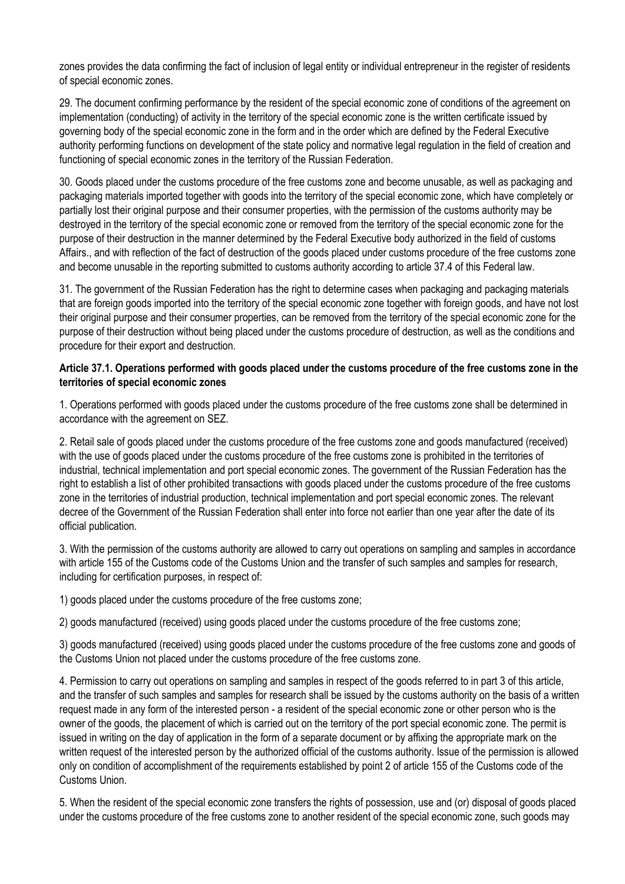zones provides the data confirming the fact of inclusion of legal entity or individual entrepreneur in the register of residents of special economic zones.

29. The document confirming performance by the resident of the special economic zone of conditions of the agreement on implementation (conducting) of activity in the territory of the special economic zone is the written certificate issued by governing body of the special economic zone in the form and in the order which are defined by the Federal Executive authority performing functions on development of the state policy and normative legal regulation in the field of creation and functioning of special economic zones in the territory of the Russian Federation.

30. Goods placed under the customs procedure of the free customs zone and become unusable, as well as packaging and packaging materials imported together with goods into the territory of the special economic zone, which have completely or partially lost their original purpose and their consumer properties, with the permission of the customs authority may be destroyed in the territory of the special economic zone or removed from the territory of the special economic zone for the purpose of their destruction in the manner determined by the Federal Executive body authorized in the field of customs Affairs., and with reflection of the fact of destruction of the goods placed under customs procedure of the free customs zone and become unusable in the reporting submitted to customs authority according to article 37.4 of this Federal law.

31. The government of the Russian Federation has the right to determine cases when packaging and packaging materials that are foreign goods imported into the territory of the special economic zone together with foreign goods, and have not lost their original purpose and their consumer properties, can be removed from the territory of the special economic zone for the purpose of their destruction without being placed under the customs procedure of destruction, as well as the conditions and procedure for their export and destruction.

**Article 37.1. Operations performed with goods placed under the customs procedure of the free customs zone in the territories of special economic zones**

1. Operations performed with goods placed under the customs procedure of the free customs zone shall be determined in accordance with the agreement on SEZ.

2. Retail sale of goods placed under the customs procedure of the free customs zone and goods manufactured (received) with the use of goods placed under the customs procedure of the free customs zone is prohibited in the territories of industrial, technical implementation and port special economic zones. The government of the Russian Federation has the right to establish a list of other prohibited transactions with goods placed under the customs procedure of the free customs zone in the territories of industrial production, technical implementation and port special economic zones. The relevant decree of the Government of the Russian Federation shall enter into force not earlier than one year after the date of its official publication.

3. With the permission of the customs authority are allowed to carry out operations on sampling and samples in accordance with article 155 of the Customs code of the Customs Union and the transfer of such samples and samples for research, including for certification purposes, in respect of:

1) goods placed under the customs procedure of the free customs zone;

2) goods manufactured (received) using goods placed under the customs procedure of the free customs zone;

3) goods manufactured (received) using goods placed under the customs procedure of the free customs zone and goods of the Customs Union not placed under the customs procedure of the free customs zone.

4. Permission to carry out operations on sampling and samples in respect of the goods referred to in part 3 of this article, and the transfer of such samples and samples for research shall be issued by the customs authority on the basis of a written request made in any form of the interested person - a resident of the special economic zone or other person who is the owner of the goods, the placement of which is carried out on the territory of the port special economic zone. The permit is issued in writing on the day of application in the form of a separate document or by affixing the appropriate mark on the written request of the interested person by the authorized official of the customs authority. Issue of the permission is allowed only on condition of accomplishment of the requirements established by point 2 of article 155 of the Customs code of the Customs Union.

5. When the resident of the special economic zone transfers the rights of possession, use and (or) disposal of goods placed under the customs procedure of the free customs zone to another resident of the special economic zone, such goods may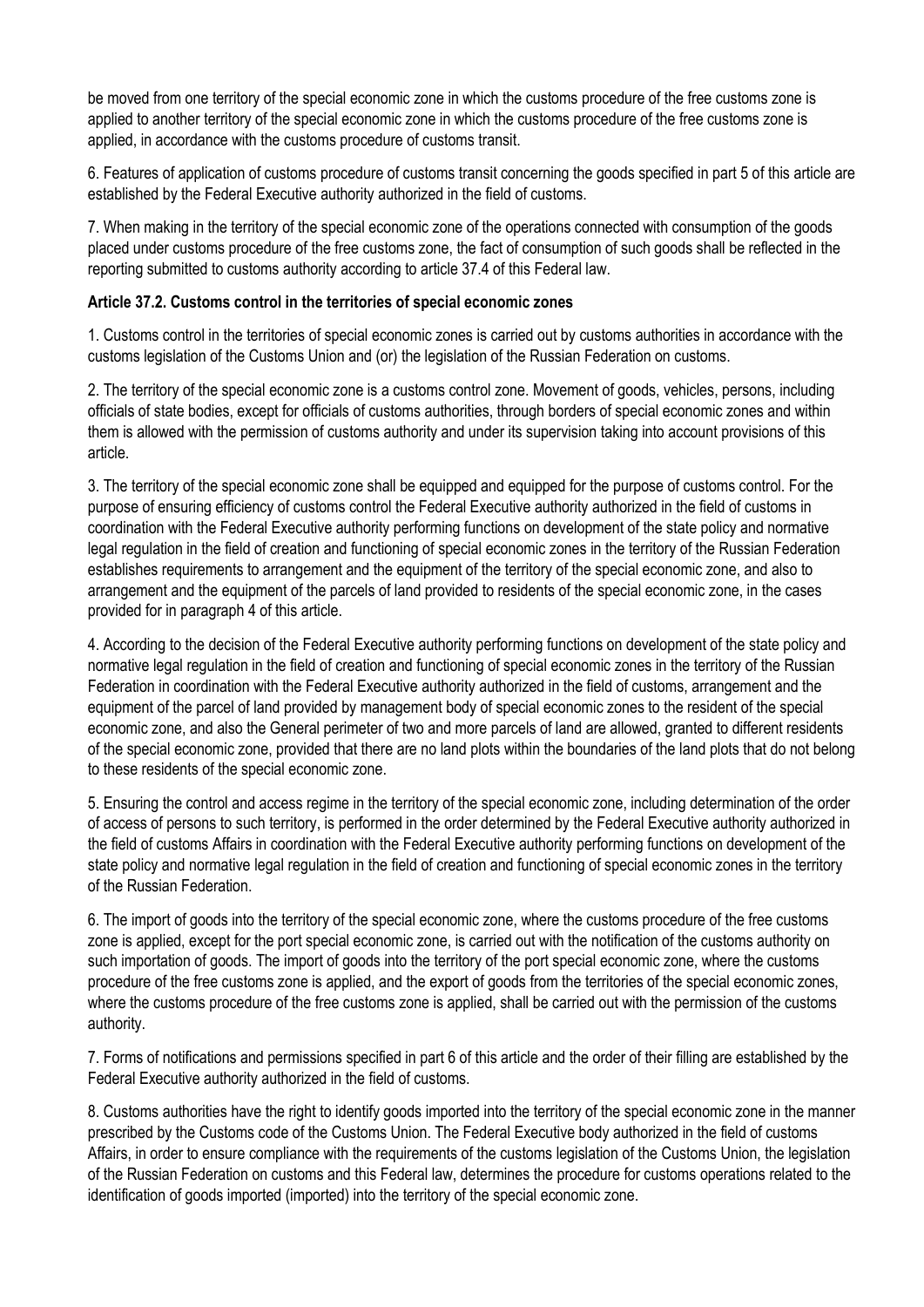be moved from one territory of the special economic zone in which the customs procedure of the free customs zone is applied to another territory of the special economic zone in which the customs procedure of the free customs zone is applied, in accordance with the customs procedure of customs transit.

6. Features of application of customs procedure of customs transit concerning the goods specified in part 5 of this article are established by the Federal Executive authority authorized in the field of customs.

7. When making in the territory of the special economic zone of the operations connected with consumption of the goods placed under customs procedure of the free customs zone, the fact of consumption of such goods shall be reflected in the reporting submitted to customs authority according to article 37.4 of this Federal law.

**Article 37.2. Customs control in the territories of special economic zones**

1. Customs control in the territories of special economic zones is carried out by customs authorities in accordance with the customs legislation of the Customs Union and (or) the legislation of the Russian Federation on customs.

2. The territory of the special economic zone is a customs control zone. Movement of goods, vehicles, persons, including officials of state bodies, except for officials of customs authorities, through borders of special economic zones and within them is allowed with the permission of customs authority and under its supervision taking into account provisions of this article.

3. The territory of the special economic zone shall be equipped and equipped for the purpose of customs control. For the purpose of ensuring efficiency of customs control the Federal Executive authority authorized in the field of customs in coordination with the Federal Executive authority performing functions on development of the state policy and normative legal regulation in the field of creation and functioning of special economic zones in the territory of the Russian Federation establishes requirements to arrangement and the equipment of the territory of the special economic zone, and also to arrangement and the equipment of the parcels of land provided to residents of the special economic zone, in the cases provided for in paragraph 4 of this article.

4. According to the decision of the Federal Executive authority performing functions on development of the state policy and normative legal regulation in the field of creation and functioning of special economic zones in the territory of the Russian Federation in coordination with the Federal Executive authority authorized in the field of customs, arrangement and the equipment of the parcel of land provided by management body of special economic zones to the resident of the special economic zone, and also the General perimeter of two and more parcels of land are allowed, granted to different residents of the special economic zone, provided that there are no land plots within the boundaries of the land plots that do not belong to these residents of the special economic zone.

5. Ensuring the control and access regime in the territory of the special economic zone, including determination of the order of access of persons to such territory, is performed in the order determined by the Federal Executive authority authorized in the field of customs Affairs in coordination with the Federal Executive authority performing functions on development of the state policy and normative legal regulation in the field of creation and functioning of special economic zones in the territory of the Russian Federation.

6. The import of goods into the territory of the special economic zone, where the customs procedure of the free customs zone is applied, except for the port special economic zone, is carried out with the notification of the customs authority on such importation of goods. The import of goods into the territory of the port special economic zone, where the customs procedure of the free customs zone is applied, and the export of goods from the territories of the special economic zones, where the customs procedure of the free customs zone is applied, shall be carried out with the permission of the customs authority.

7. Forms of notifications and permissions specified in part 6 of this article and the order of their filling are established by the Federal Executive authority authorized in the field of customs.

8. Customs authorities have the right to identify goods imported into the territory of the special economic zone in the manner prescribed by the Customs code of the Customs Union. The Federal Executive body authorized in the field of customs Affairs, in order to ensure compliance with the requirements of the customs legislation of the Customs Union, the legislation of the Russian Federation on customs and this Federal law, determines the procedure for customs operations related to the identification of goods imported (imported) into the territory of the special economic zone.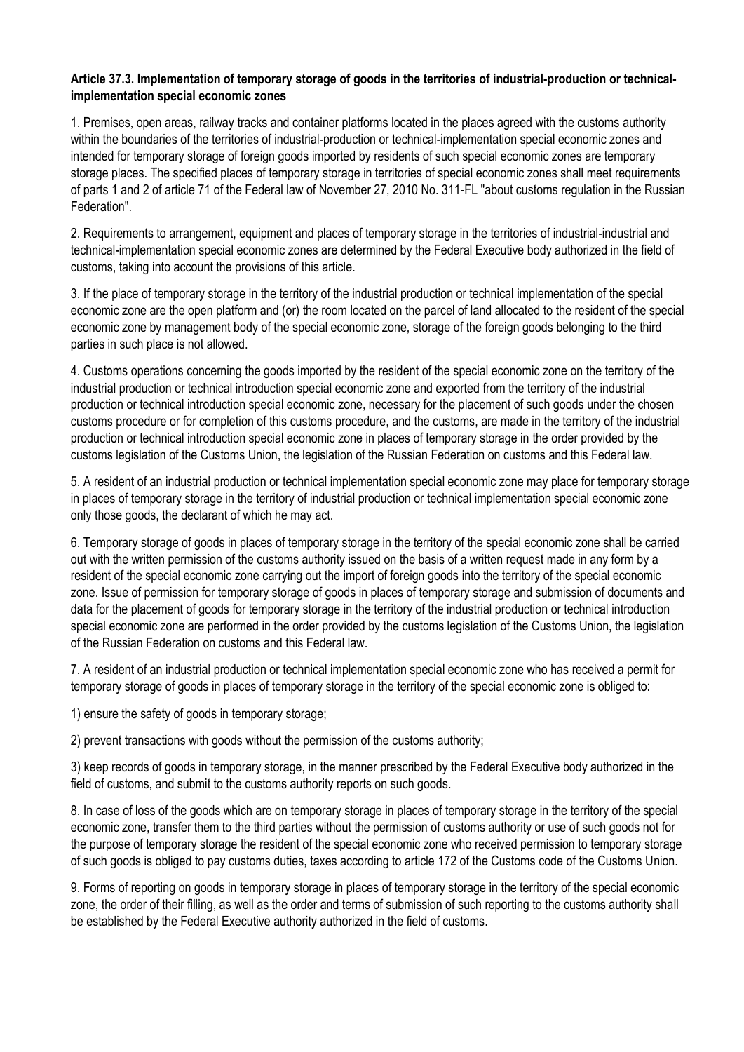**Article 37.3. Implementation of temporary storage of goods in the territories of industrial-production or technical-implementation special economic zones**

1. Premises, open areas, railway tracks and container platforms located in the places agreed with the customs authority within the boundaries of the territories of industrial-production or technical-implementation special economic zones and intended for temporary storage of foreign goods imported by residents of such special economic zones are temporary storage places. The specified places of temporary storage in territories of special economic zones shall meet requirements of parts 1 and 2 of article 71 of the Federal law of November 27, 2010 No. 311-FL "about customs regulation in the Russian Federation".

2. Requirements to arrangement, equipment and places of temporary storage in the territories of industrial-industrial and technical-implementation special economic zones are determined by the Federal Executive body authorized in the field of customs, taking into account the provisions of this article.

3. If the place of temporary storage in the territory of the industrial production or technical implementation of the special economic zone are the open platform and (or) the room located on the parcel of land allocated to the resident of the special economic zone by management body of the special economic zone, storage of the foreign goods belonging to the third parties in such place is not allowed.

4. Customs operations concerning the goods imported by the resident of the special economic zone on the territory of the industrial production or technical introduction special economic zone and exported from the territory of the industrial production or technical introduction special economic zone, necessary for the placement of such goods under the chosen customs procedure or for completion of this customs procedure, and the customs, are made in the territory of the industrial production or technical introduction special economic zone in places of temporary storage in the order provided by the customs legislation of the Customs Union, the legislation of the Russian Federation on customs and this Federal law.

5. A resident of an industrial production or technical implementation special economic zone may place for temporary storage in places of temporary storage in the territory of industrial production or technical implementation special economic zone only those goods, the declarant of which he may act.

6. Temporary storage of goods in places of temporary storage in the territory of the special economic zone shall be carried out with the written permission of the customs authority issued on the basis of a written request made in any form by a resident of the special economic zone carrying out the import of foreign goods into the territory of the special economic zone. Issue of permission for temporary storage of goods in places of temporary storage and submission of documents and data for the placement of goods for temporary storage in the territory of the industrial production or technical introduction special economic zone are performed in the order provided by the customs legislation of the Customs Union, the legislation of the Russian Federation on customs and this Federal law.

7. A resident of an industrial production or technical implementation special economic zone who has received a permit for temporary storage of goods in places of temporary storage in the territory of the special economic zone is obliged to:

1) ensure the safety of goods in temporary storage;

2) prevent transactions with goods without the permission of the customs authority;

3) keep records of goods in temporary storage, in the manner prescribed by the Federal Executive body authorized in the field of customs, and submit to the customs authority reports on such goods.

8. In case of loss of the goods which are on temporary storage in places of temporary storage in the territory of the special economic zone, transfer them to the third parties without the permission of customs authority or use of such goods not for the purpose of temporary storage the resident of the special economic zone who received permission to temporary storage of such goods is obliged to pay customs duties, taxes according to article 172 of the Customs code of the Customs Union.

9. Forms of reporting on goods in temporary storage in places of temporary storage in the territory of the special economic zone, the order of their filling, as well as the order and terms of submission of such reporting to the customs authority shall be established by the Federal Executive authority authorized in the field of customs.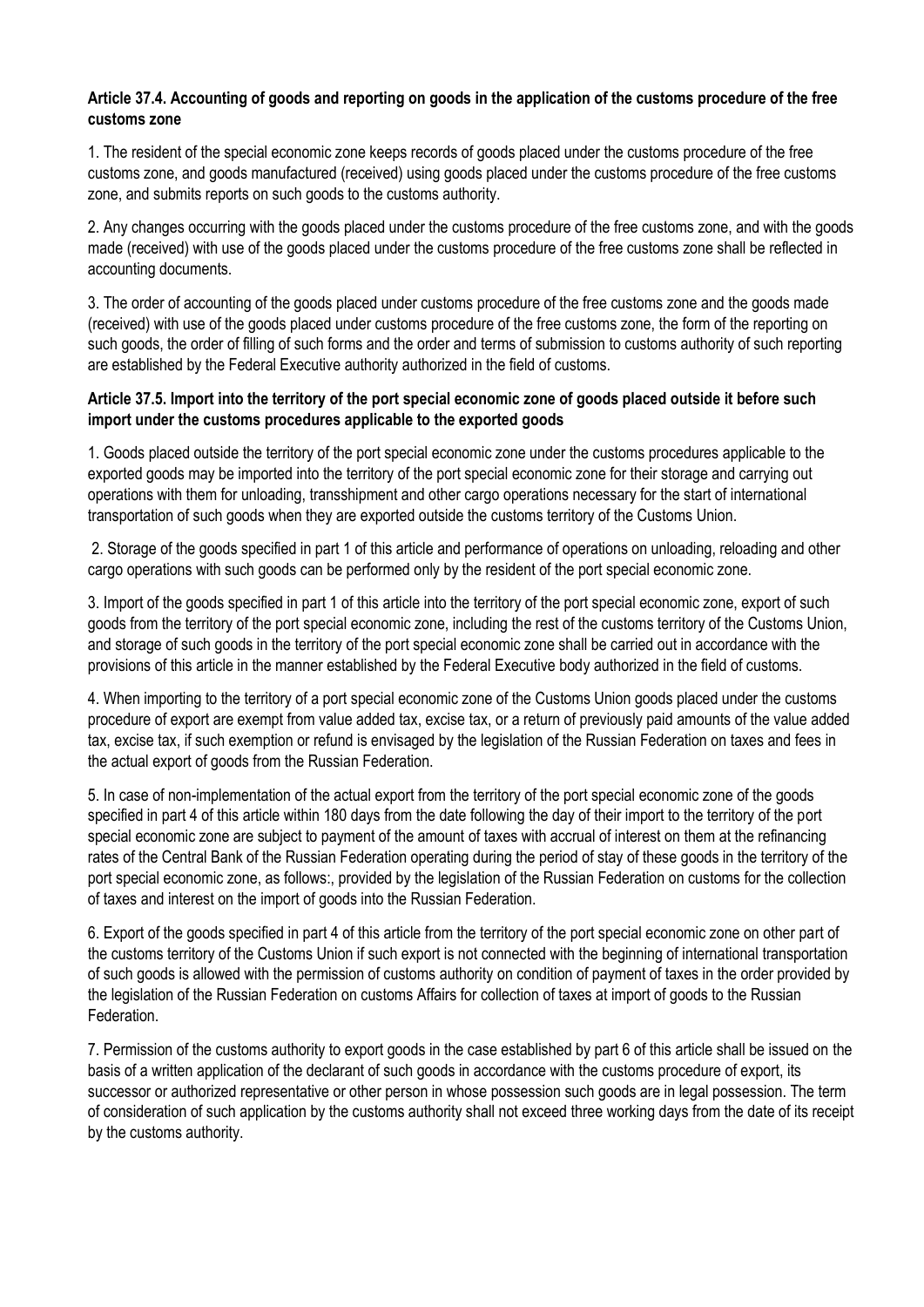**Article 37.4. Accounting of goods and reporting on goods in the application of the customs procedure of the free customs zone**

1. The resident of the special economic zone keeps records of goods placed under the customs procedure of the free customs zone, and goods manufactured (received) using goods placed under the customs procedure of the free customs zone, and submits reports on such goods to the customs authority.

2. Any changes occurring with the goods placed under the customs procedure of the free customs zone, and with the goods made (received) with use of the goods placed under the customs procedure of the free customs zone shall be reflected in accounting documents.

3. The order of accounting of the goods placed under customs procedure of the free customs zone and the goods made (received) with use of the goods placed under customs procedure of the free customs zone, the form of the reporting on such goods, the order of filling of such forms and the order and terms of submission to customs authority of such reporting are established by the Federal Executive authority authorized in the field of customs.

**Article 37.5. Import into the territory of the port special economic zone of goods placed outside it before such import under the customs procedures applicable to the exported goods**

1. Goods placed outside the territory of the port special economic zone under the customs procedures applicable to the exported goods may be imported into the territory of the port special economic zone for their storage and carrying out operations with them for unloading, transshipment and other cargo operations necessary for the start of international transportation of such goods when they are exported outside the customs territory of the Customs Union.

2. Storage of the goods specified in part 1 of this article and performance of operations on unloading, reloading and other cargo operations with such goods can be performed only by the resident of the port special economic zone.

3. Import of the goods specified in part 1 of this article into the territory of the port special economic zone, export of such goods from the territory of the port special economic zone, including the rest of the customs territory of the Customs Union, and storage of such goods in the territory of the port special economic zone shall be carried out in accordance with the provisions of this article in the manner established by the Federal Executive body authorized in the field of customs.

4. When importing to the territory of a port special economic zone of the Customs Union goods placed under the customs procedure of export are exempt from value added tax, excise tax, or a return of previously paid amounts of the value added tax, excise tax, if such exemption or refund is envisaged by the legislation of the Russian Federation on taxes and fees in the actual export of goods from the Russian Federation.

5. In case of non-implementation of the actual export from the territory of the port special economic zone of the goods specified in part 4 of this article within 180 days from the date following the day of their import to the territory of the port special economic zone are subject to payment of the amount of taxes with accrual of interest on them at the refinancing rates of the Central Bank of the Russian Federation operating during the period of stay of these goods in the territory of the port special economic zone, as follows:, provided by the legislation of the Russian Federation on customs for the collection of taxes and interest on the import of goods into the Russian Federation.

6. Export of the goods specified in part 4 of this article from the territory of the port special economic zone on other part of the customs territory of the Customs Union if such export is not connected with the beginning of international transportation of such goods is allowed with the permission of customs authority on condition of payment of taxes in the order provided by the legislation of the Russian Federation on customs Affairs for collection of taxes at import of goods to the Russian Federation.

7. Permission of the customs authority to export goods in the case established by part 6 of this article shall be issued on the basis of a written application of the declarant of such goods in accordance with the customs procedure of export, its successor or authorized representative or other person in whose possession such goods are in legal possession. The term of consideration of such application by the customs authority shall not exceed three working days from the date of its receipt by the customs authority.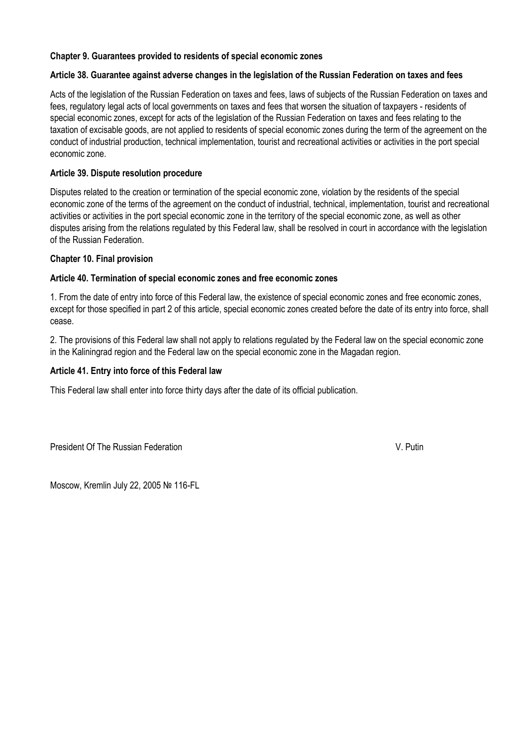## Chapter 9. Guarantees provided to residents of special economic zones

### Article 38. Guarantee against adverse changes in the legislation of the Russian Federation on taxes and fees

Acts of the legislation of the Russian Federation on taxes and fees, laws of subjects of the Russian Federation on taxes and fees, regulatory legal acts of local governments on taxes and fees that worsen the situation of taxpayers - residents of special economic zones, except for acts of the legislation of the Russian Federation on taxes and fees relating to the taxation of excisable goods, are not applied to residents of special economic zones during the term of the agreement on the conduct of industrial production, technical implementation, tourist and recreational activities or activities in the port special economic zone.

### Article 39. Dispute resolution procedure

Disputes related to the creation or termination of the special economic zone, violation by the residents of the special economic zone of the terms of the agreement on the conduct of industrial, technical, implementation, tourist and recreational activities or activities in the port special economic zone in the territory of the special economic zone, as well as other disputes arising from the relations regulated by this Federal law, shall be resolved in court in accordance with the legislation of the Russian Federation.

## Chapter 10. Final provision

### Article 40. Termination of special economic zones and free economic zones

1. From the date of entry into force of this Federal law, the existence of special economic zones and free economic zones, except for those specified in part 2 of this article, special economic zones created before the date of its entry into force, shall cease.

2. The provisions of this Federal law shall not apply to relations regulated by the Federal law on the special economic zone in the Kaliningrad region and the Federal law on the special economic zone in the Magadan region.

### Article 41. Entry into force of this Federal law

This Federal law shall enter into force thirty days after the date of its official publication.

President Of The Russian Federation V. Putin

Moscow, Kremlin July 22, 2005 № 116-FL